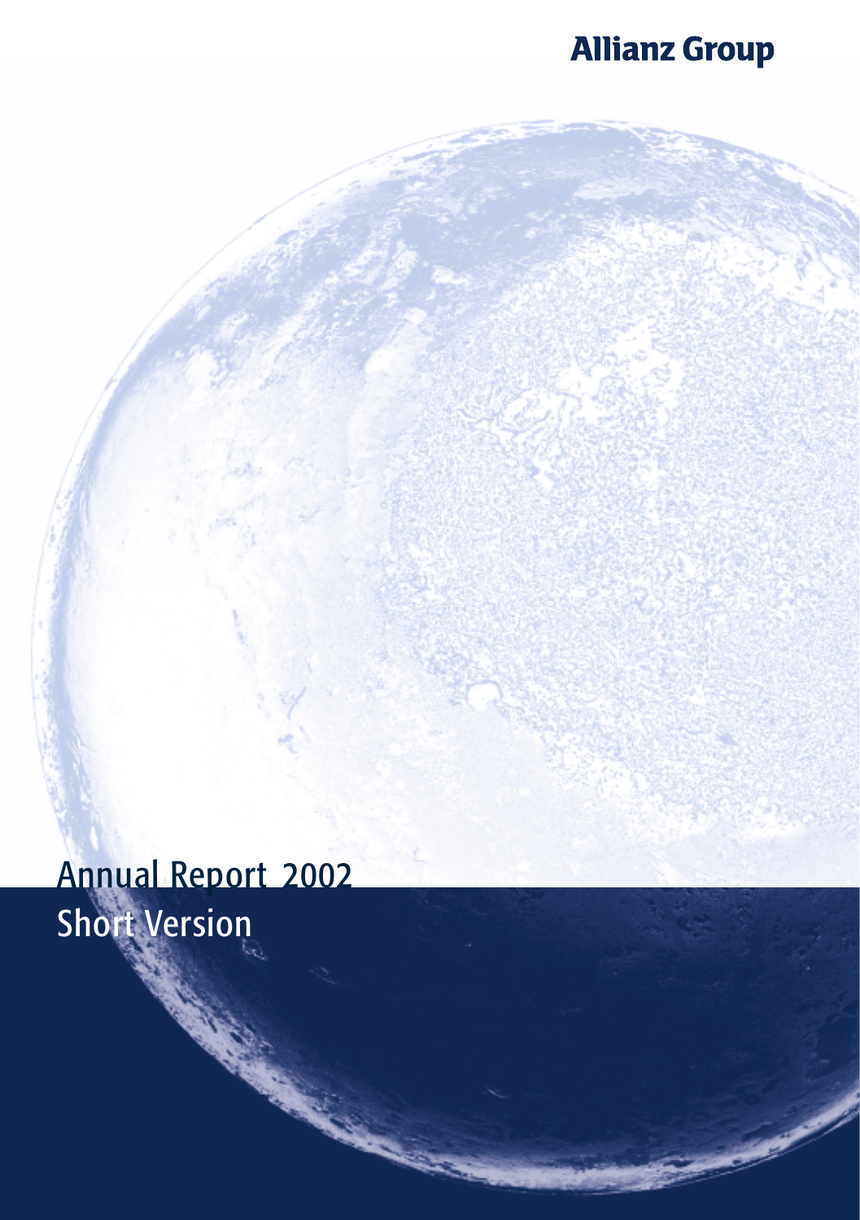# Allianz Group

# Annual Report 2002
## Short Version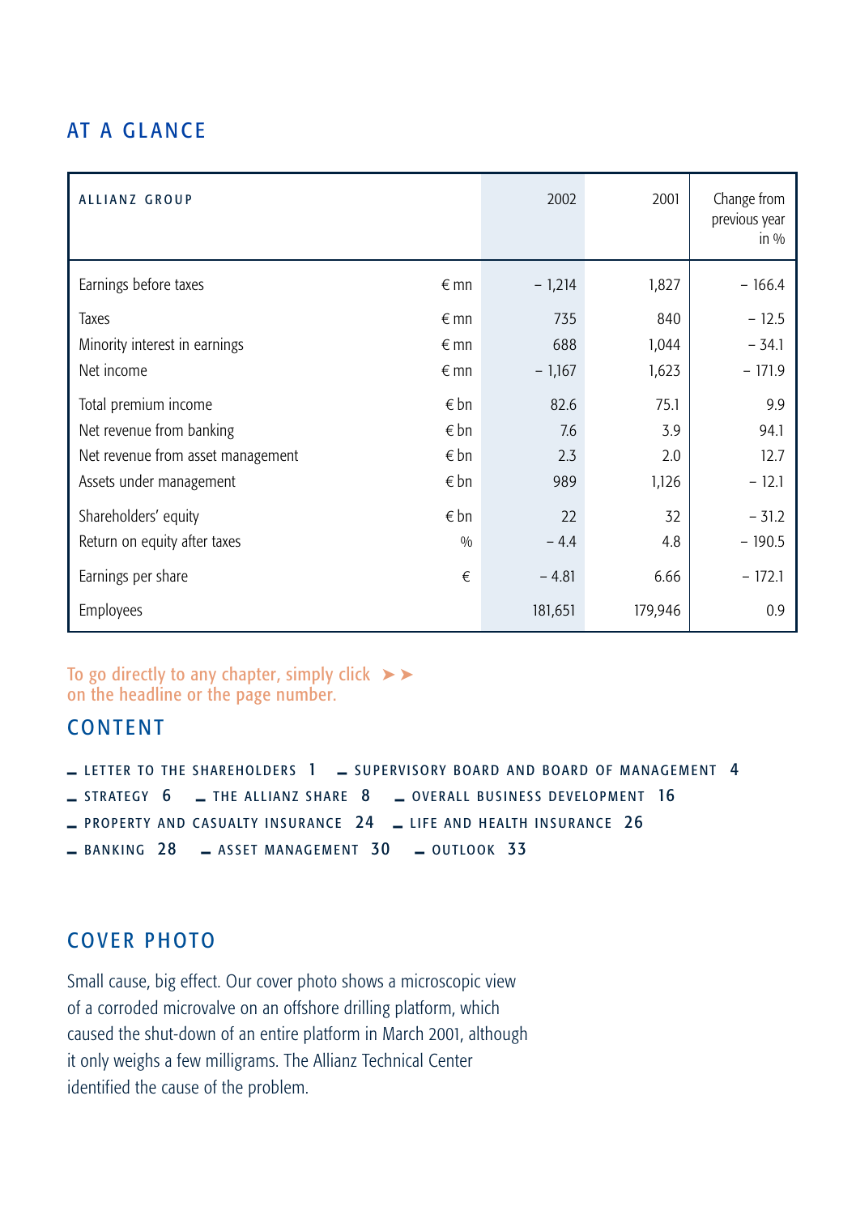## AT A GLANCE

| ALLIANZ GROUP | | 2002 | 2001 | Change from previous year in % |
|---|---|---|---|---|
| Earnings before taxes | € mn | – 1,214 | 1,827 | – 166.4 |
| Taxes | € mn | 735 | 840 | – 12.5 |
| Minority interest in earnings | € mn | 688 | 1,044 | – 34.1 |
| Net income | € mn | – 1,167 | 1,623 | – 171.9 |
| Total premium income | € bn | 82.6 | 75.1 | 9.9 |
| Net revenue from banking | € bn | 7.6 | 3.9 | 94.1 |
| Net revenue from asset management | € bn | 2.3 | 2.0 | 12.7 |
| Assets under management | € bn | 989 | 1,126 | – 12.1 |
| Shareholders' equity | € bn | 22 | 32 | – 31.2 |
| Return on equity after taxes | % | – 4.4 | 4.8 | – 190.5 |
| Earnings per share | € | – 4.81 | 6.66 | – 172.1 |
| Employees | | 181,651 | 179,946 | 0.9 |

To go directly to any chapter, simply click ➤➤ on the headline or the page number.

## CONTENT

- LETTER TO THE SHAREHOLDERS 1
- SUPERVISORY BOARD AND BOARD OF MANAGEMENT 4
- STRATEGY 6
- THE ALLIANZ SHARE 8
- OVERALL BUSINESS DEVELOPMENT 16
- PROPERTY AND CASUALTY INSURANCE 24
- LIFE AND HEALTH INSURANCE 26
- BANKING 28
- ASSET MANAGEMENT 30
- OUTLOOK 33

## COVER PHOTO

Small cause, big effect. Our cover photo shows a microscopic view of a corroded microvalve on an offshore drilling platform, which caused the shut-down of an entire platform in March 2001, although it only weighs a few milligrams. The Allianz Technical Center identified the cause of the problem.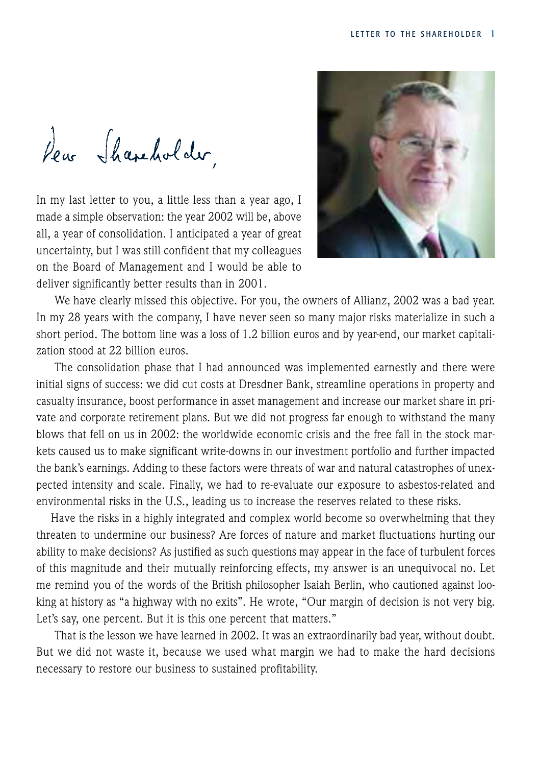*Dear Shareholder,*

In my last letter to you, a little less than a year ago, I made a simple observation: the year 2002 will be, above all, a year of consolidation. I anticipated a year of great uncertainty, but I was still confident that my colleagues on the Board of Management and I would be able to deliver significantly better results than in 2001.

We have clearly missed this objective. For you, the owners of Allianz, 2002 was a bad year. In my 28 years with the company, I have never seen so many major risks materialize in such a short period. The bottom line was a loss of 1.2 billion euros and by year-end, our market capitalization stood at 22 billion euros.

The consolidation phase that I had announced was implemented earnestly and there were initial signs of success: we did cut costs at Dresdner Bank, streamline operations in property and casualty insurance, boost performance in asset management and increase our market share in private and corporate retirement plans. But we did not progress far enough to withstand the many blows that fell on us in 2002: the worldwide economic crisis and the free fall in the stock markets caused us to make significant write-downs in our investment portfolio and further impacted the bank's earnings. Adding to these factors were threats of war and natural catastrophes of unexpected intensity and scale. Finally, we had to re-evaluate our exposure to asbestos-related and environmental risks in the U.S., leading us to increase the reserves related to these risks.

Have the risks in a highly integrated and complex world become so overwhelming that they threaten to undermine our business? Are forces of nature and market fluctuations hurting our ability to make decisions? As justified as such questions may appear in the face of turbulent forces of this magnitude and their mutually reinforcing effects, my answer is an unequivocal no. Let me remind you of the words of the British philosopher Isaiah Berlin, who cautioned against looking at history as "a highway with no exits". He wrote, "Our margin of decision is not very big. Let's say, one percent. But it is this one percent that matters."

That is the lesson we have learned in 2002. It was an extraordinarily bad year, without doubt. But we did not waste it, because we used what margin we had to make the hard decisions necessary to restore our business to sustained profitability.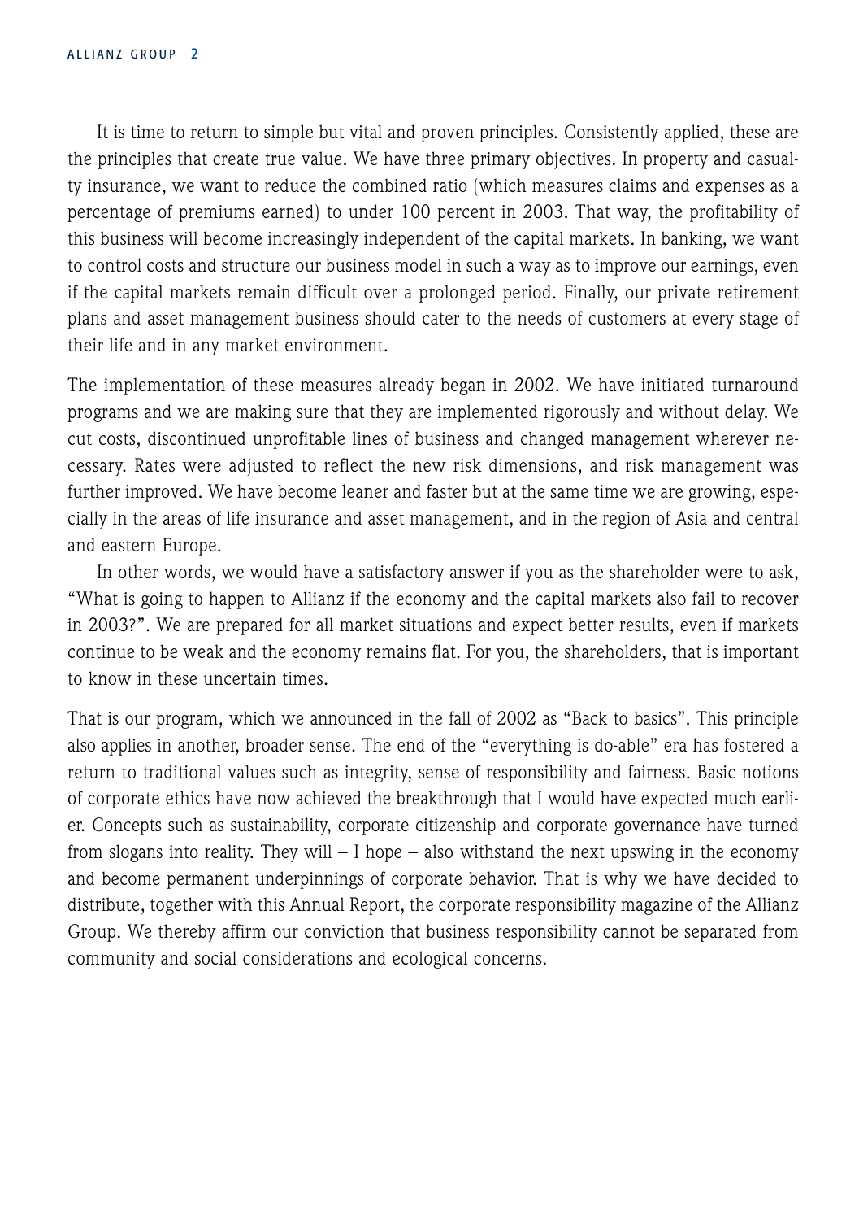It is time to return to simple but vital and proven principles. Consistently applied, these are the principles that create true value. We have three primary objectives. In property and casualty insurance, we want to reduce the combined ratio (which measures claims and expenses as a percentage of premiums earned) to under 100 percent in 2003. That way, the profitability of this business will become increasingly independent of the capital markets. In banking, we want to control costs and structure our business model in such a way as to improve our earnings, even if the capital markets remain difficult over a prolonged period. Finally, our private retirement plans and asset management business should cater to the needs of customers at every stage of their life and in any market environment.

The implementation of these measures already began in 2002. We have initiated turnaround programs and we are making sure that they are implemented rigorously and without delay. We cut costs, discontinued unprofitable lines of business and changed management wherever necessary. Rates were adjusted to reflect the new risk dimensions, and risk management was further improved. We have become leaner and faster but at the same time we are growing, especially in the areas of life insurance and asset management, and in the region of Asia and central and eastern Europe.

In other words, we would have a satisfactory answer if you as the shareholder were to ask, "What is going to happen to Allianz if the economy and the capital markets also fail to recover in 2003?". We are prepared for all market situations and expect better results, even if markets continue to be weak and the economy remains flat. For you, the shareholders, that is important to know in these uncertain times.

That is our program, which we announced in the fall of 2002 as "Back to basics". This principle also applies in another, broader sense. The end of the "everything is do-able" era has fostered a return to traditional values such as integrity, sense of responsibility and fairness. Basic notions of corporate ethics have now achieved the breakthrough that I would have expected much earlier. Concepts such as sustainability, corporate citizenship and corporate governance have turned from slogans into reality. They will – I hope – also withstand the next upswing in the economy and become permanent underpinnings of corporate behavior. That is why we have decided to distribute, together with this Annual Report, the corporate responsibility magazine of the Allianz Group. We thereby affirm our conviction that business responsibility cannot be separated from community and social considerations and ecological concerns.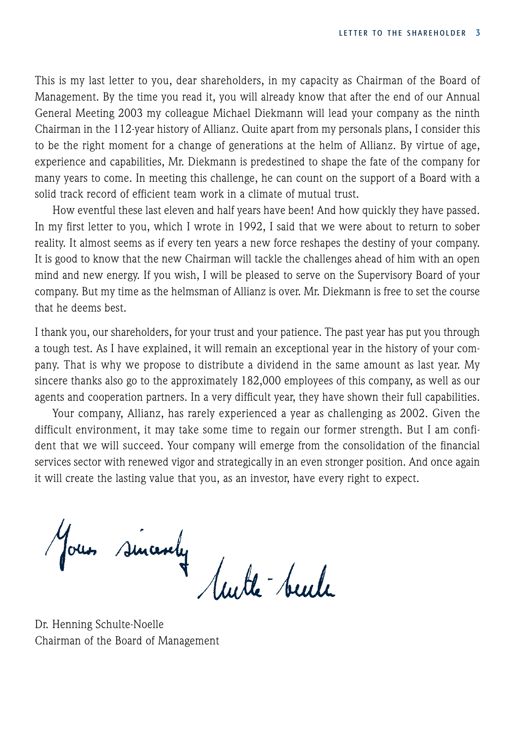This is my last letter to you, dear shareholders, in my capacity as Chairman of the Board of Management. By the time you read it, you will already know that after the end of our Annual General Meeting 2003 my colleague Michael Diekmann will lead your company as the ninth Chairman in the 112-year history of Allianz. Quite apart from my personals plans, I consider this to be the right moment for a change of generations at the helm of Allianz. By virtue of age, experience and capabilities, Mr. Diekmann is predestined to shape the fate of the company for many years to come. In meeting this challenge, he can count on the support of a Board with a solid track record of efficient team work in a climate of mutual trust.

How eventful these last eleven and half years have been! And how quickly they have passed. In my first letter to you, which I wrote in 1992, I said that we were about to return to sober reality. It almost seems as if every ten years a new force reshapes the destiny of your company. It is good to know that the new Chairman will tackle the challenges ahead of him with an open mind and new energy. If you wish, I will be pleased to serve on the Supervisory Board of your company. But my time as the helmsman of Allianz is over. Mr. Diekmann is free to set the course that he deems best.

I thank you, our shareholders, for your trust and your patience. The past year has put you through a tough test. As I have explained, it will remain an exceptional year in the history of your company. That is why we propose to distribute a dividend in the same amount as last year. My sincere thanks also go to the approximately 182,000 employees of this company, as well as our agents and cooperation partners. In a very difficult year, they have shown their full capabilities.

Your company, Allianz, has rarely experienced a year as challenging as 2002. Given the difficult environment, it may take some time to regain our former strength. But I am confident that we will succeed. Your company will emerge from the consolidation of the financial services sector with renewed vigor and strategically in an even stronger position. And once again it will create the lasting value that you, as an investor, have every right to expect.

Yours sincerely

Dr. Henning Schulte-Noelle
Chairman of the Board of Management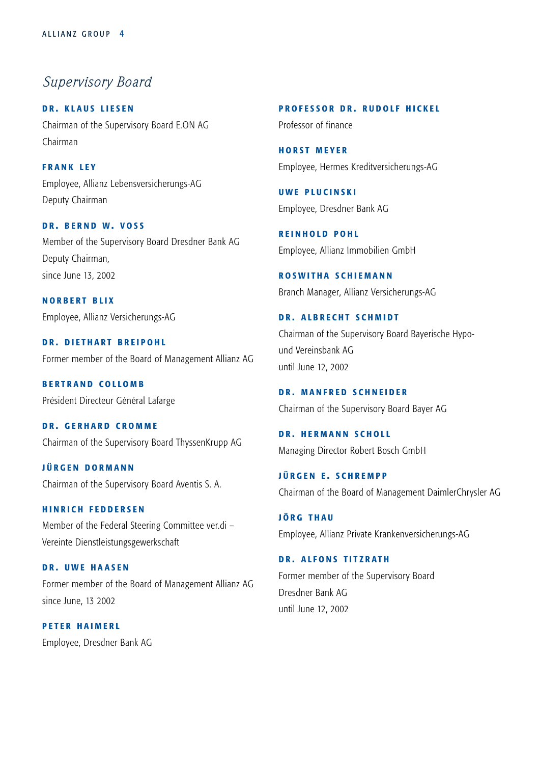# Supervisory Board

**DR. KLAUS LIESEN**
Chairman of the Supervisory Board E.ON AG
Chairman

**FRANK LEY**
Employee, Allianz Lebensversicherungs-AG
Deputy Chairman

**DR. BERND W. VOSS**
Member of the Supervisory Board Dresdner Bank AG
Deputy Chairman,
since June 13, 2002

**NORBERT BLIX**
Employee, Allianz Versicherungs-AG

**DR. DIETHART BREIPOHL**
Former member of the Board of Management Allianz AG

**BERTRAND COLLOMB**
Président Directeur Général Lafarge

**DR. GERHARD CROMME**
Chairman of the Supervisory Board ThyssenKrupp AG

**JÜRGEN DORMANN**
Chairman of the Supervisory Board Aventis S. A.

**HINRICH FEDDERSEN**
Member of the Federal Steering Committee ver.di – Vereinte Dienstleistungsgewerkschaft

**DR. UWE HAASEN**
Former member of the Board of Management Allianz AG
since June, 13 2002

**PETER HAIMERL**
Employee, Dresdner Bank AG

**PROFESSOR DR. RUDOLF HICKEL**
Professor of finance

**HORST MEYER**
Employee, Hermes Kreditversicherungs-AG

**UWE PLUCINSKI**
Employee, Dresdner Bank AG

**REINHOLD POHL**
Employee, Allianz Immobilien GmbH

**ROSWITHA SCHIEMANN**
Branch Manager, Allianz Versicherungs-AG

**DR. ALBRECHT SCHMIDT**
Chairman of the Supervisory Board Bayerische Hypo- und Vereinsbank AG
until June 12, 2002

**DR. MANFRED SCHNEIDER**
Chairman of the Supervisory Board Bayer AG

**DR. HERMANN SCHOLL**
Managing Director Robert Bosch GmbH

**JÜRGEN E. SCHREMPP**
Chairman of the Board of Management DaimlerChrysler AG

**JÖRG THAU**
Employee, Allianz Private Krankenversicherungs-AG

**DR. ALFONS TITZRATH**
Former member of the Supervisory Board Dresdner Bank AG
until June 12, 2002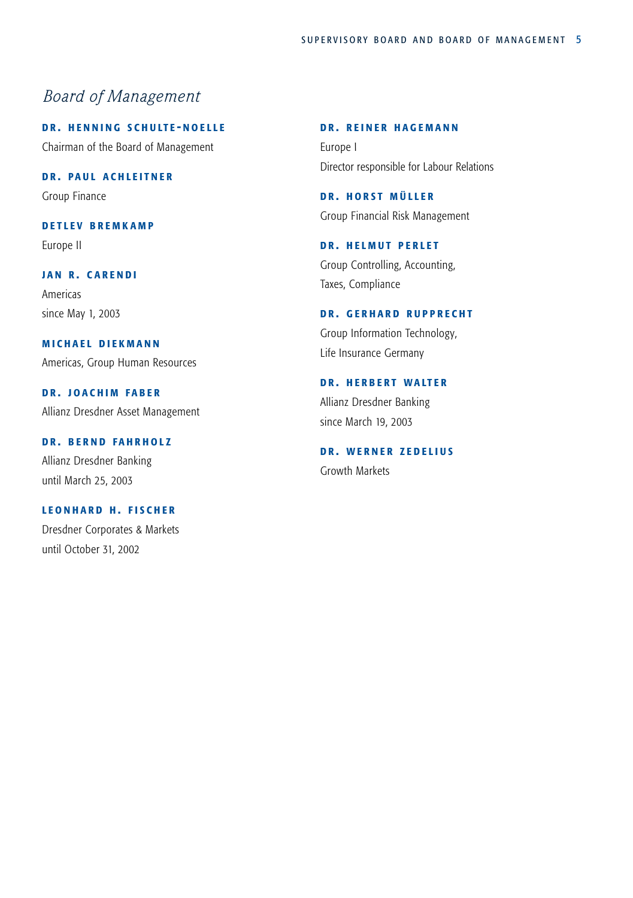## *Board of Management*

**DR. HENNING SCHULTE-NOELLE**
Chairman of the Board of Management

**DR. PAUL ACHLEITNER**
Group Finance

**DETLEV BREMKAMP**
Europe II

**JAN R. CARENDI**
Americas
since May 1, 2003

**MICHAEL DIEKMANN**
Americas, Group Human Resources

**DR. JOACHIM FABER**
Allianz Dresdner Asset Management

**DR. BERND FAHRHOLZ**
Allianz Dresdner Banking
until March 25, 2003

**LEONHARD H. FISCHER**
Dresdner Corporates & Markets
until October 31, 2002

**DR. REINER HAGEMANN**
Europe I
Director responsible for Labour Relations

**DR. HORST MÜLLER**
Group Financial Risk Management

**DR. HELMUT PERLET**
Group Controlling, Accounting, Taxes, Compliance

**DR. GERHARD RUPPRECHT**
Group Information Technology, Life Insurance Germany

**DR. HERBERT WALTER**
Allianz Dresdner Banking
since March 19, 2003

**DR. WERNER ZEDELIUS**
Growth Markets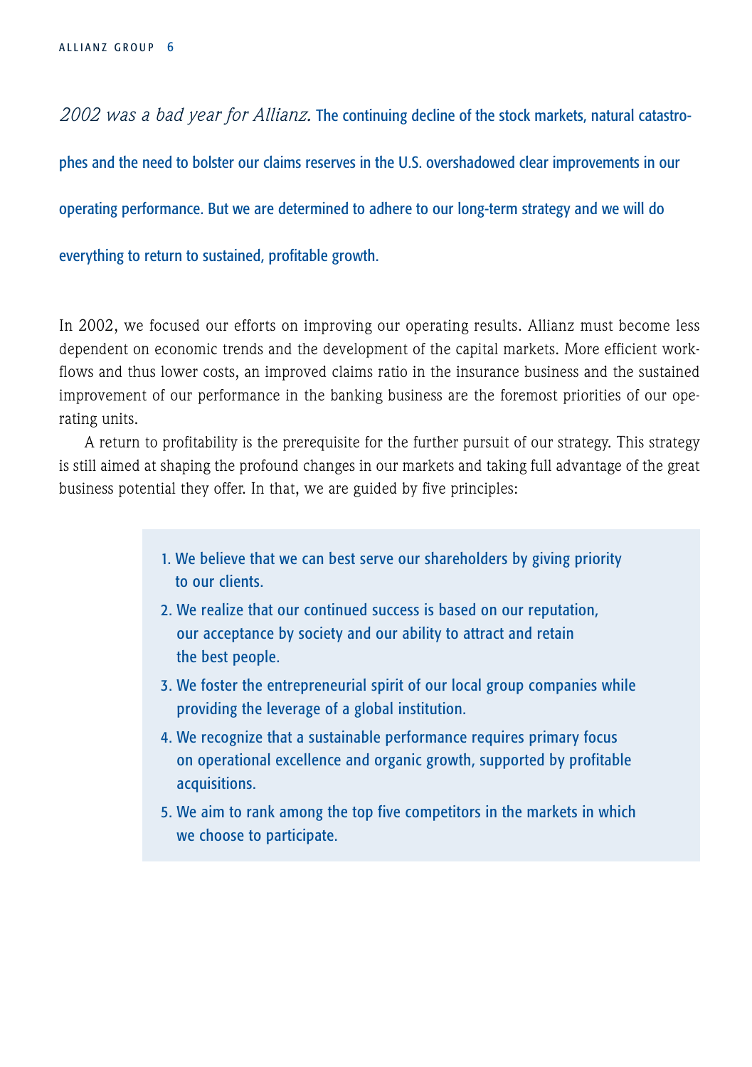*2002 was a bad year for Allianz.* **The continuing decline of the stock markets, natural catastrophes and the need to bolster our claims reserves in the U.S. overshadowed clear improvements in our operating performance. But we are determined to adhere to our long-term strategy and we will do everything to return to sustained, profitable growth.**

In 2002, we focused our efforts on improving our operating results. Allianz must become less dependent on economic trends and the development of the capital markets. More efficient workflows and thus lower costs, an improved claims ratio in the insurance business and the sustained improvement of our performance in the banking business are the foremost priorities of our operating units.

A return to profitability is the prerequisite for the further pursuit of our strategy. This strategy is still aimed at shaping the profound changes in our markets and taking full advantage of the great business potential they offer. In that, we are guided by five principles:

1. We believe that we can best serve our shareholders by giving priority to our clients.
2. We realize that our continued success is based on our reputation, our acceptance by society and our ability to attract and retain the best people.
3. We foster the entrepreneurial spirit of our local group companies while providing the leverage of a global institution.
4. We recognize that a sustainable performance requires primary focus on operational excellence and organic growth, supported by profitable acquisitions.
5. We aim to rank among the top five competitors in the markets in which we choose to participate.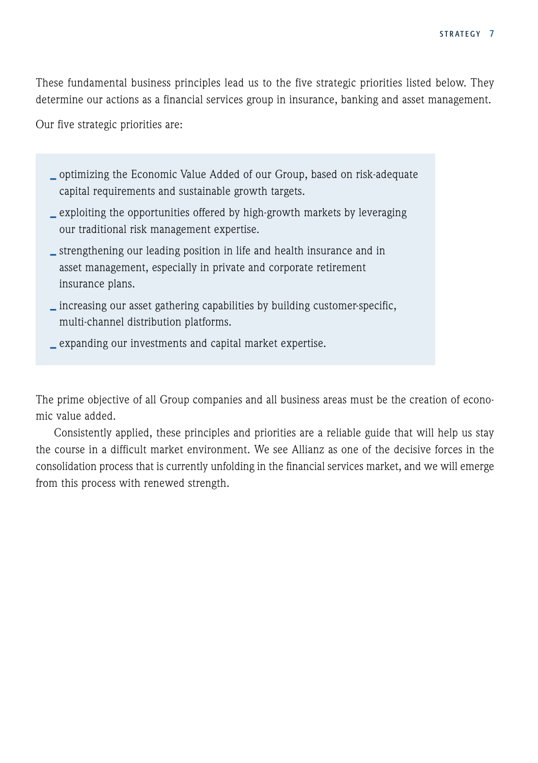These fundamental business principles lead us to the five strategic priorities listed below. They determine our actions as a financial services group in insurance, banking and asset management.

Our five strategic priorities are:

- optimizing the Economic Value Added of our Group, based on risk-adequate capital requirements and sustainable growth targets.
- exploiting the opportunities offered by high-growth markets by leveraging our traditional risk management expertise.
- strengthening our leading position in life and health insurance and in asset management, especially in private and corporate retirement insurance plans.
- increasing our asset gathering capabilities by building customer-specific, multi-channel distribution platforms.
- expanding our investments and capital market expertise.

The prime objective of all Group companies and all business areas must be the creation of economic value added.

Consistently applied, these principles and priorities are a reliable guide that will help us stay the course in a difficult market environment. We see Allianz as one of the decisive forces in the consolidation process that is currently unfolding in the financial services market, and we will emerge from this process with renewed strength.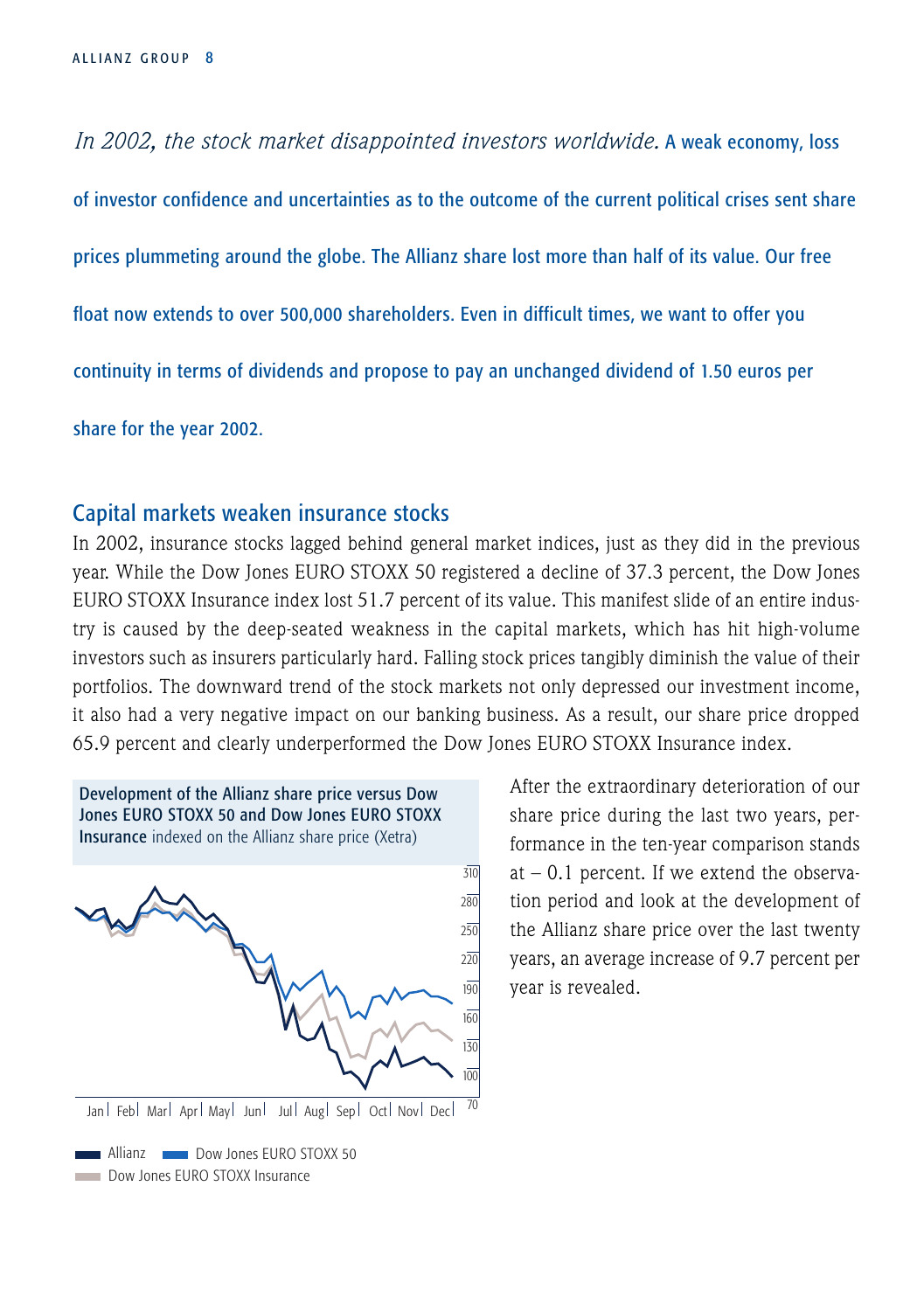*In 2002, the stock market disappointed investors worldwide.* **A weak economy, loss of investor confidence and uncertainties as to the outcome of the current political crises sent share prices plummeting around the globe. The Allianz share lost more than half of its value. Our free float now extends to over 500,000 shareholders. Even in difficult times, we want to offer you continuity in terms of dividends and propose to pay an unchanged dividend of 1.50 euros per share for the year 2002.**

## Capital markets weaken insurance stocks

In 2002, insurance stocks lagged behind general market indices, just as they did in the previous year. While the Dow Jones EURO STOXX 50 registered a decline of 37.3 percent, the Dow Jones EURO STOXX Insurance index lost 51.7 percent of its value. This manifest slide of an entire industry is caused by the deep-seated weakness in the capital markets, which has hit high-volume investors such as insurers particularly hard. Falling stock prices tangibly diminish the value of their portfolios. The downward trend of the stock markets not only depressed our investment income, it also had a very negative impact on our banking business. As a result, our share price dropped 65.9 percent and clearly underperformed the Dow Jones EURO STOXX Insurance index.

**Development of the Allianz share price versus Dow Jones EURO STOXX 50 and Dow Jones EURO STOXX Insurance** indexed on the Allianz share price (Xetra)

Allianz — Dow Jones EURO STOXX 50 — Dow Jones EURO STOXX Insurance

After the extraordinary deterioration of our share price during the last two years, performance in the ten-year comparison stands at – 0.1 percent. If we extend the observation period and look at the development of the Allianz share price over the last twenty years, an average increase of 9.7 percent per year is revealed.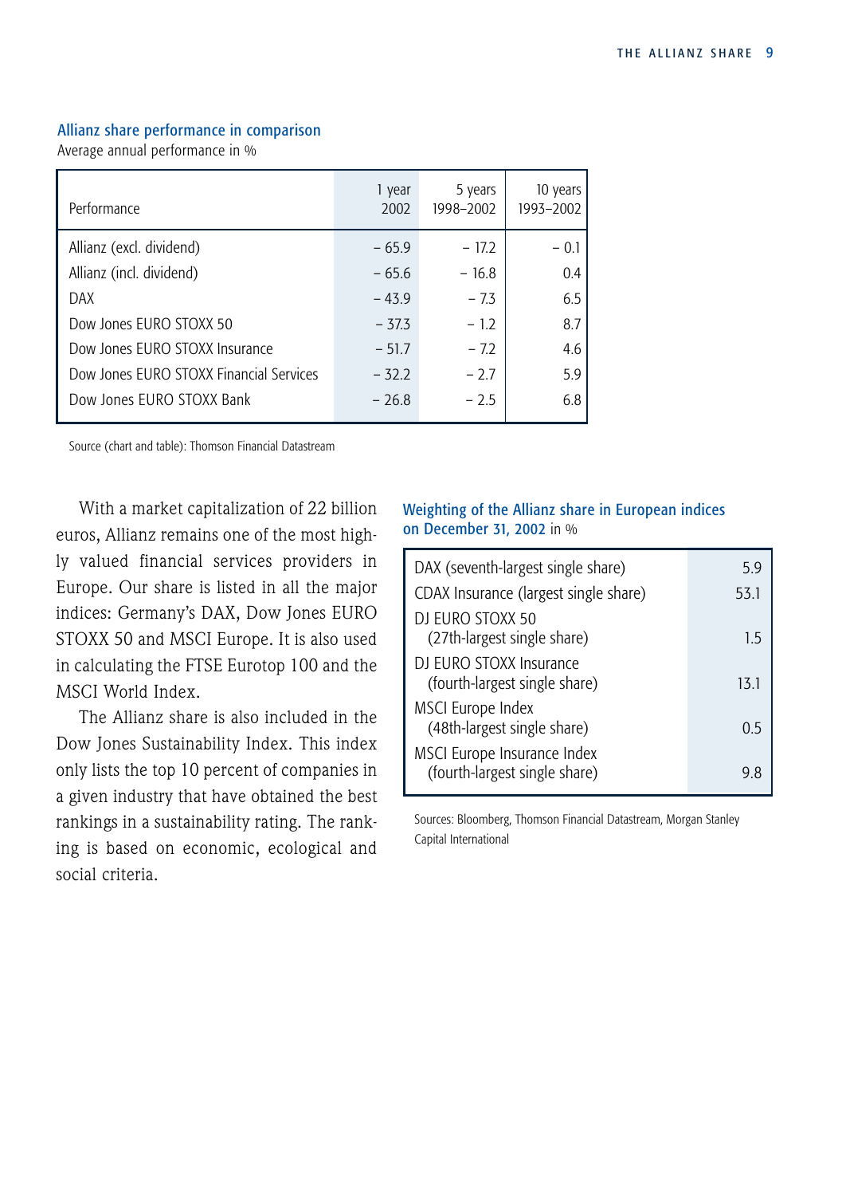### Allianz share performance in comparison

Average annual performance in %

| Performance | 1 year 2002 | 5 years 1998–2002 | 10 years 1993–2002 |
|---|---|---|---|
| Allianz (excl. dividend) | – 65.9 | – 17.2 | – 0.1 |
| Allianz (incl. dividend) | – 65.6 | – 16.8 | 0.4 |
| DAX | – 43.9 | – 7.3 | 6.5 |
| Dow Jones EURO STOXX 50 | – 37.3 | – 1.2 | 8.7 |
| Dow Jones EURO STOXX Insurance | – 51.7 | – 7.2 | 4.6 |
| Dow Jones EURO STOXX Financial Services | – 32.2 | – 2.7 | 5.9 |
| Dow Jones EURO STOXX Bank | – 26.8 | – 2.5 | 6.8 |

Source (chart and table): Thomson Financial Datastream

With a market capitalization of 22 billion euros, Allianz remains one of the most highly valued financial services providers in Europe. Our share is listed in all the major indices: Germany's DAX, Dow Jones EURO STOXX 50 and MSCI Europe. It is also used in calculating the FTSE Eurotop 100 and the MSCI World Index.

The Allianz share is also included in the Dow Jones Sustainability Index. This index only lists the top 10 percent of companies in a given industry that have obtained the best rankings in a sustainability rating. The ranking is based on economic, ecological and social criteria.

### Weighting of the Allianz share in European indices on December 31, 2002 in %

| Index | % |
|---|---|
| DAX (seventh-largest single share) | 5.9 |
| CDAX Insurance (largest single share) | 53.1 |
| DJ EURO STOXX 50 (27th-largest single share) | 1.5 |
| DJ EURO STOXX Insurance (fourth-largest single share) | 13.1 |
| MSCI Europe Index (48th-largest single share) | 0.5 |
| MSCI Europe Insurance Index (fourth-largest single share) | 9.8 |

Sources: Bloomberg, Thomson Financial Datastream, Morgan Stanley Capital International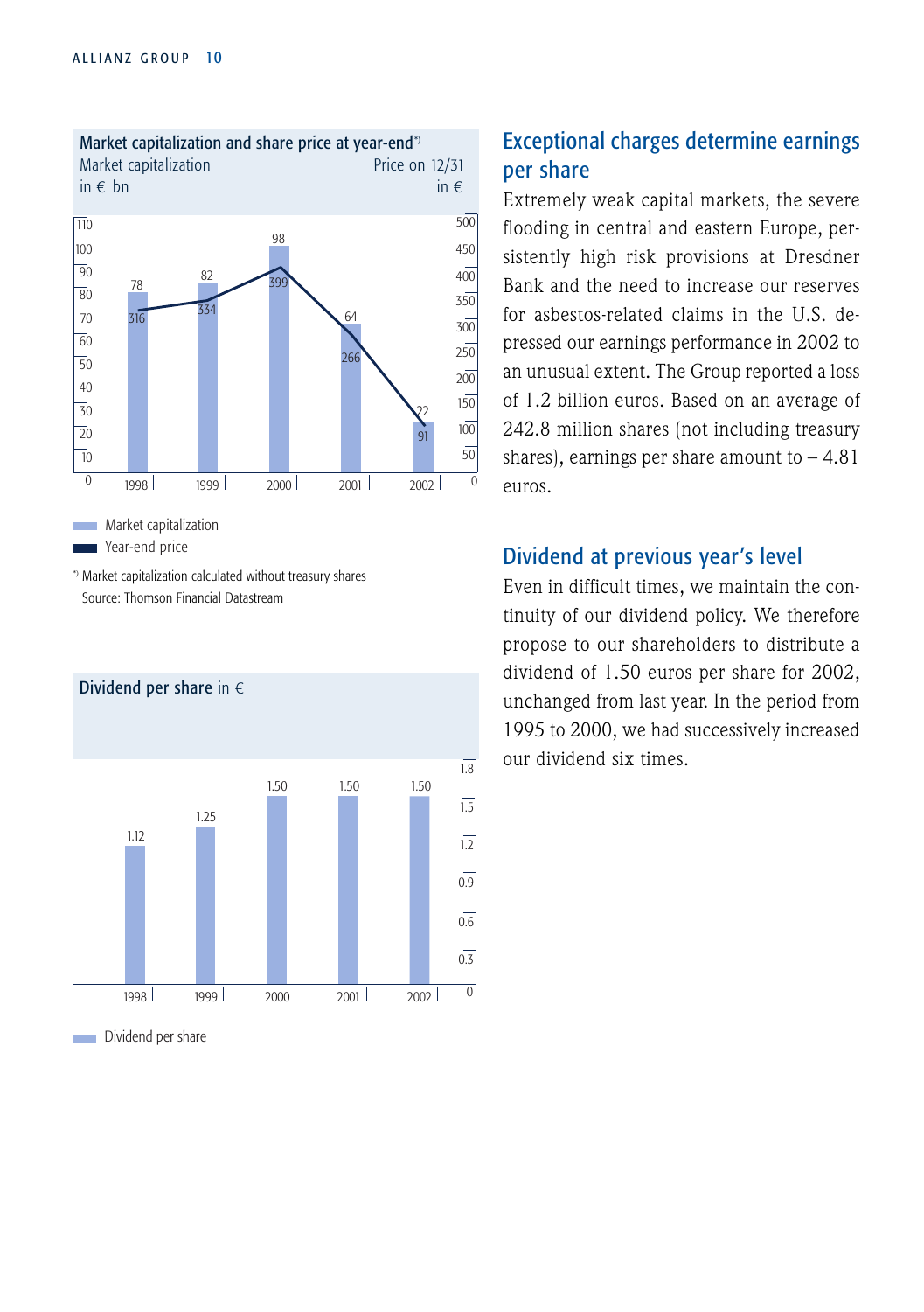**Market capitalization and share price at year-end***)

| Year | Market capitalization in € bn | Price on 12/31 in € |
|---|---|---|
| 1998 | 78 | 316 |
| 1999 | 82 | 334 |
| 2000 | 98 | 399 |
| 2001 | 64 | 266 |
| 2002 | 22 | 91 |

Market capitalization
Year-end price

*) Market capitalization calculated without treasury shares
Source: Thomson Financial Datastream

**Dividend per share** in €

| Year | Dividend per share |
|---|---|
| 1998 | 1.12 |
| 1999 | 1.25 |
| 2000 | 1.50 |
| 2001 | 1.50 |
| 2002 | 1.50 |

Dividend per share

## Exceptional charges determine earnings per share

Extremely weak capital markets, the severe flooding in central and eastern Europe, persistently high risk provisions at Dresdner Bank and the need to increase our reserves for asbestos-related claims in the U.S. depressed our earnings performance in 2002 to an unusual extent. The Group reported a loss of 1.2 billion euros. Based on an average of 242.8 million shares (not including treasury shares), earnings per share amount to – 4.81 euros.

## Dividend at previous year's level

Even in difficult times, we maintain the continuity of our dividend policy. We therefore propose to our shareholders to distribute a dividend of 1.50 euros per share for 2002, unchanged from last year. In the period from 1995 to 2000, we had successively increased our dividend six times.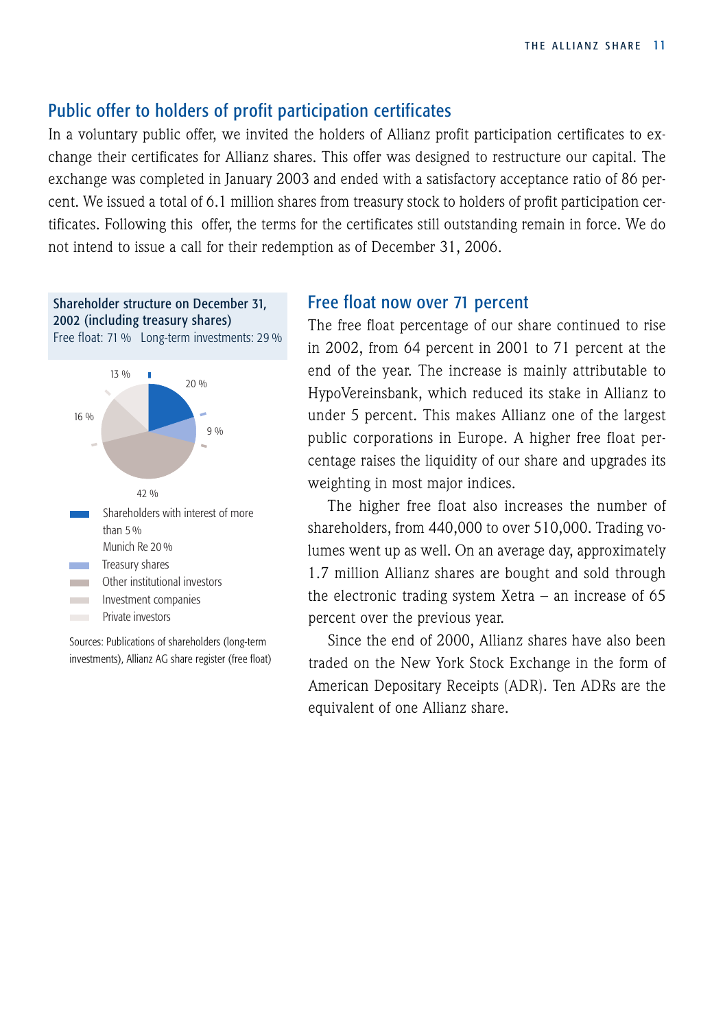## Public offer to holders of profit participation certificates

In a voluntary public offer, we invited the holders of Allianz profit participation certificates to exchange their certificates for Allianz shares. This offer was designed to restructure our capital. The exchange was completed in January 2003 and ended with a satisfactory acceptance ratio of 86 percent. We issued a total of 6.1 million shares from treasury stock to holders of profit participation certificates. Following this offer, the terms for the certificates still outstanding remain in force. We do not intend to issue a call for their redemption as of December 31, 2006.

**Shareholder structure on December 31, 2002 (including treasury shares)**
Free float: 71 % Long-term investments: 29 %

13 % · 20 % · 9 % · 42 % · 16 %

- Shareholders with interest of more than 5 %
  Munich Re 20 %
- Treasury shares
- Other institutional investors
- Investment companies
- Private investors

Sources: Publications of shareholders (long-term investments), Allianz AG share register (free float)

## Free float now over 71 percent

The free float percentage of our share continued to rise in 2002, from 64 percent in 2001 to 71 percent at the end of the year. The increase is mainly attributable to HypoVereinsbank, which reduced its stake in Allianz to under 5 percent. This makes Allianz one of the largest public corporations in Europe. A higher free float percentage raises the liquidity of our share and upgrades its weighting in most major indices.

The higher free float also increases the number of shareholders, from 440,000 to over 510,000. Trading volumes went up as well. On an average day, approximately 1.7 million Allianz shares are bought and sold through the electronic trading system Xetra – an increase of 65 percent over the previous year.

Since the end of 2000, Allianz shares have also been traded on the New York Stock Exchange in the form of American Depositary Receipts (ADR). Ten ADRs are the equivalent of one Allianz share.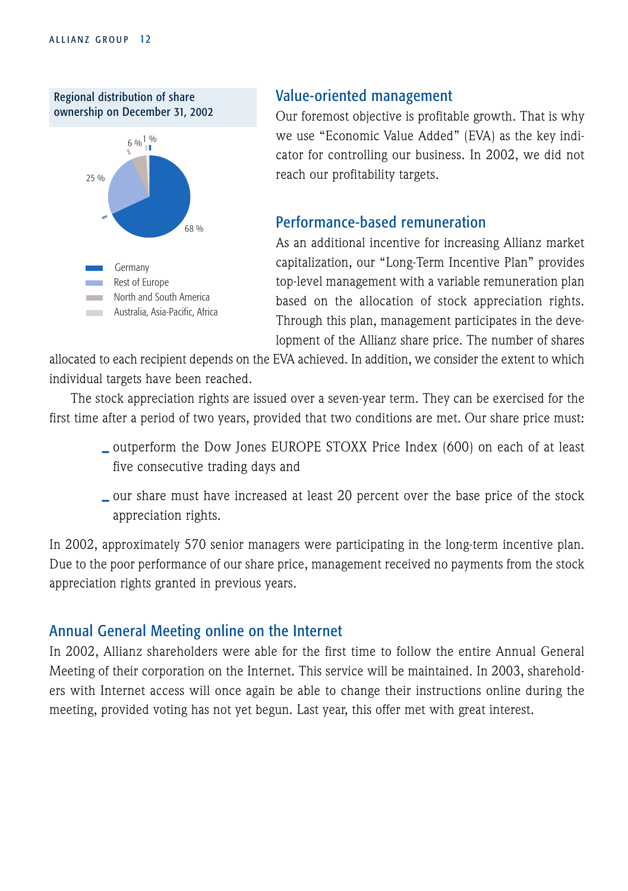**Regional distribution of share ownership on December 31, 2002**

- Germany: 68 %
- Rest of Europe: 25 %
- North and South America: 6 %
- Australia, Asia-Pacific, Africa: 1 %

## Value-oriented management

Our foremost objective is profitable growth. That is why we use "Economic Value Added" (EVA) as the key indicator for controlling our business. In 2002, we did not reach our profitability targets.

## Performance-based remuneration

As an additional incentive for increasing Allianz market capitalization, our "Long-Term Incentive Plan" provides top-level management with a variable remuneration plan based on the allocation of stock appreciation rights. Through this plan, management participates in the development of the Allianz share price. The number of shares allocated to each recipient depends on the EVA achieved. In addition, we consider the extent to which individual targets have been reached.

The stock appreciation rights are issued over a seven-year term. They can be exercised for the first time after a period of two years, provided that two conditions are met. Our share price must:

- outperform the Dow Jones EUROPE STOXX Price Index (600) on each of at least five consecutive trading days and
- our share must have increased at least 20 percent over the base price of the stock appreciation rights.

In 2002, approximately 570 senior managers were participating in the long-term incentive plan. Due to the poor performance of our share price, management received no payments from the stock appreciation rights granted in previous years.

## Annual General Meeting online on the Internet

In 2002, Allianz shareholders were able for the first time to follow the entire Annual General Meeting of their corporation on the Internet. This service will be maintained. In 2003, shareholders with Internet access will once again be able to change their instructions online during the meeting, provided voting has not yet begun. Last year, this offer met with great interest.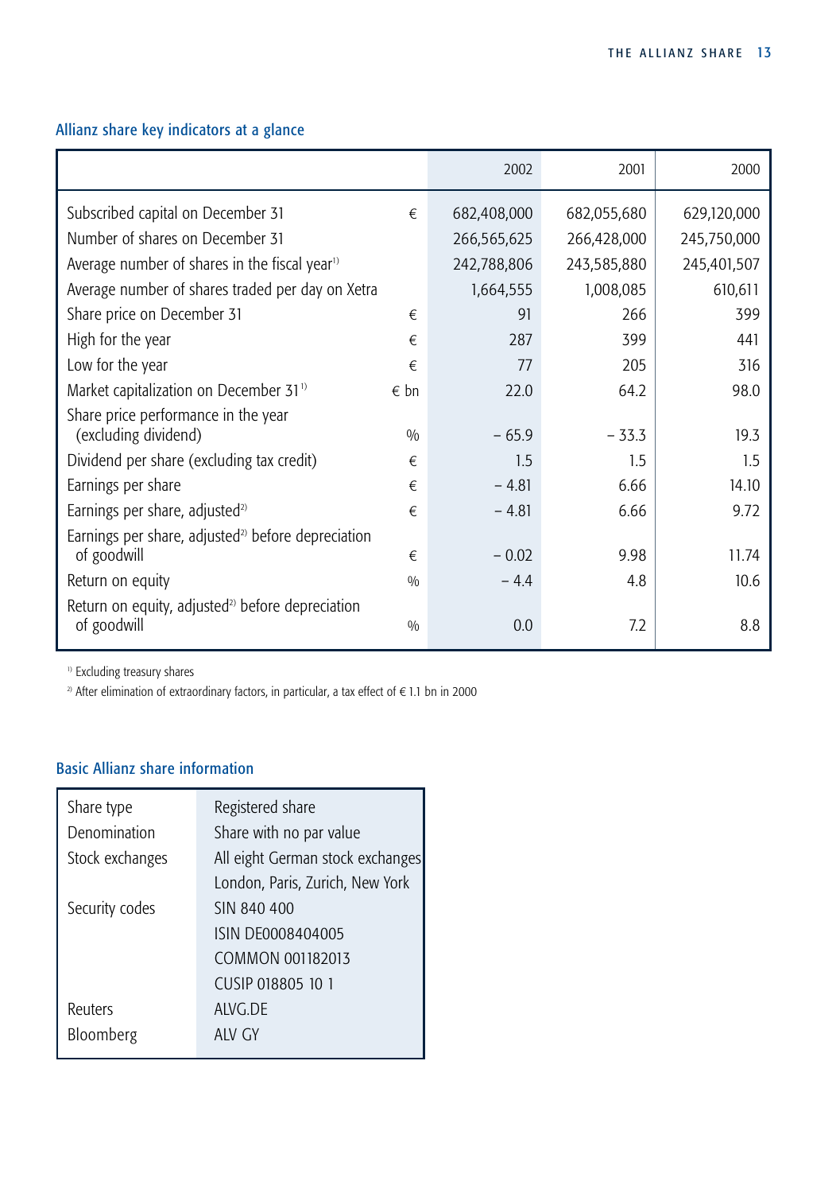## Allianz share key indicators at a glance

| | | 2002 | 2001 | 2000 |
|---|---|---|---|---|
| Subscribed capital on December 31 | € | 682,408,000 | 682,055,680 | 629,120,000 |
| Number of shares on December 31 | | 266,565,625 | 266,428,000 | 245,750,000 |
| Average number of shares in the fiscal year[1] | | 242,788,806 | 243,585,880 | 245,401,507 |
| Average number of shares traded per day on Xetra | | 1,664,555 | 1,008,085 | 610,611 |
| Share price on December 31 | € | 91 | 266 | 399 |
| High for the year | € | 287 | 399 | 441 |
| Low for the year | € | 77 | 205 | 316 |
| Market capitalization on December 31[1] | € bn | 22.0 | 64.2 | 98.0 |
| Share price performance in the year (excluding dividend) | % | – 65.9 | – 33.3 | 19.3 |
| Dividend per share (excluding tax credit) | € | 1.5 | 1.5 | 1.5 |
| Earnings per share | € | – 4.81 | 6.66 | 14.10 |
| Earnings per share, adjusted[2] | € | – 4.81 | 6.66 | 9.72 |
| Earnings per share, adjusted[2] before depreciation of goodwill | € | – 0.02 | 9.98 | 11.74 |
| Return on equity | % | – 4.4 | 4.8 | 10.6 |
| Return on equity, adjusted[2] before depreciation of goodwill | % | 0.0 | 7.2 | 8.8 |

[1] Excluding treasury shares

[2] After elimination of extraordinary factors, in particular, a tax effect of € 1.1 bn in 2000

## Basic Allianz share information

| | |
|---|---|
| Share type | Registered share |
| Denomination | Share with no par value |
| Stock exchanges | All eight German stock exchanges |
| | London, Paris, Zurich, New York |
| Security codes | SIN 840 400 |
| | ISIN DE0008404005 |
| | COMMON 001182013 |
| | CUSIP 018805 10 1 |
| Reuters | ALVG.DE |
| Bloomberg | ALV GY |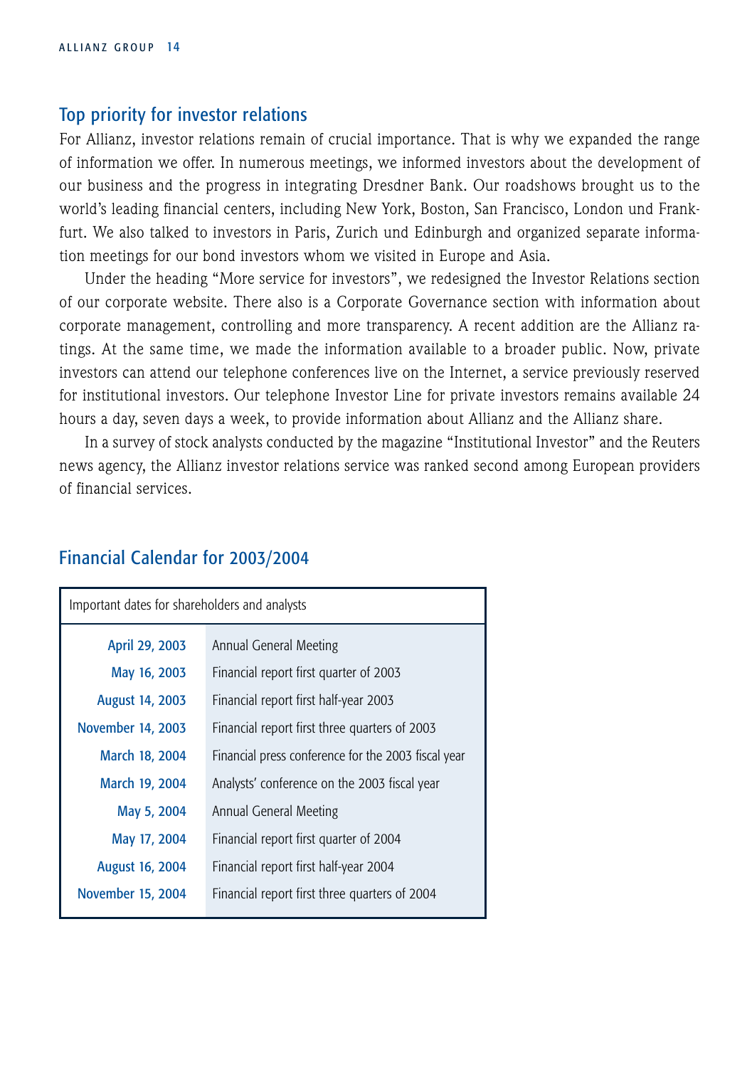## Top priority for investor relations

For Allianz, investor relations remain of crucial importance. That is why we expanded the range of information we offer. In numerous meetings, we informed investors about the development of our business and the progress in integrating Dresdner Bank. Our roadshows brought us to the world's leading financial centers, including New York, Boston, San Francisco, London und Frankfurt. We also talked to investors in Paris, Zurich und Edinburgh and organized separate information meetings for our bond investors whom we visited in Europe and Asia.

Under the heading "More service for investors", we redesigned the Investor Relations section of our corporate website. There also is a Corporate Governance section with information about corporate management, controlling and more transparency. A recent addition are the Allianz ratings. At the same time, we made the information available to a broader public. Now, private investors can attend our telephone conferences live on the Internet, a service previously reserved for institutional investors. Our telephone Investor Line for private investors remains available 24 hours a day, seven days a week, to provide information about Allianz and the Allianz share.

In a survey of stock analysts conducted by the magazine "Institutional Investor" and the Reuters news agency, the Allianz investor relations service was ranked second among European providers of financial services.

## Financial Calendar for 2003/2004

| Important dates for shareholders and analysts | |
|---|---|
| April 29, 2003 | Annual General Meeting |
| May 16, 2003 | Financial report first quarter of 2003 |
| August 14, 2003 | Financial report first half-year 2003 |
| November 14, 2003 | Financial report first three quarters of 2003 |
| March 18, 2004 | Financial press conference for the 2003 fiscal year |
| March 19, 2004 | Analysts' conference on the 2003 fiscal year |
| May 5, 2004 | Annual General Meeting |
| May 17, 2004 | Financial report first quarter of 2004 |
| August 16, 2004 | Financial report first half-year 2004 |
| November 15, 2004 | Financial report first three quarters of 2004 |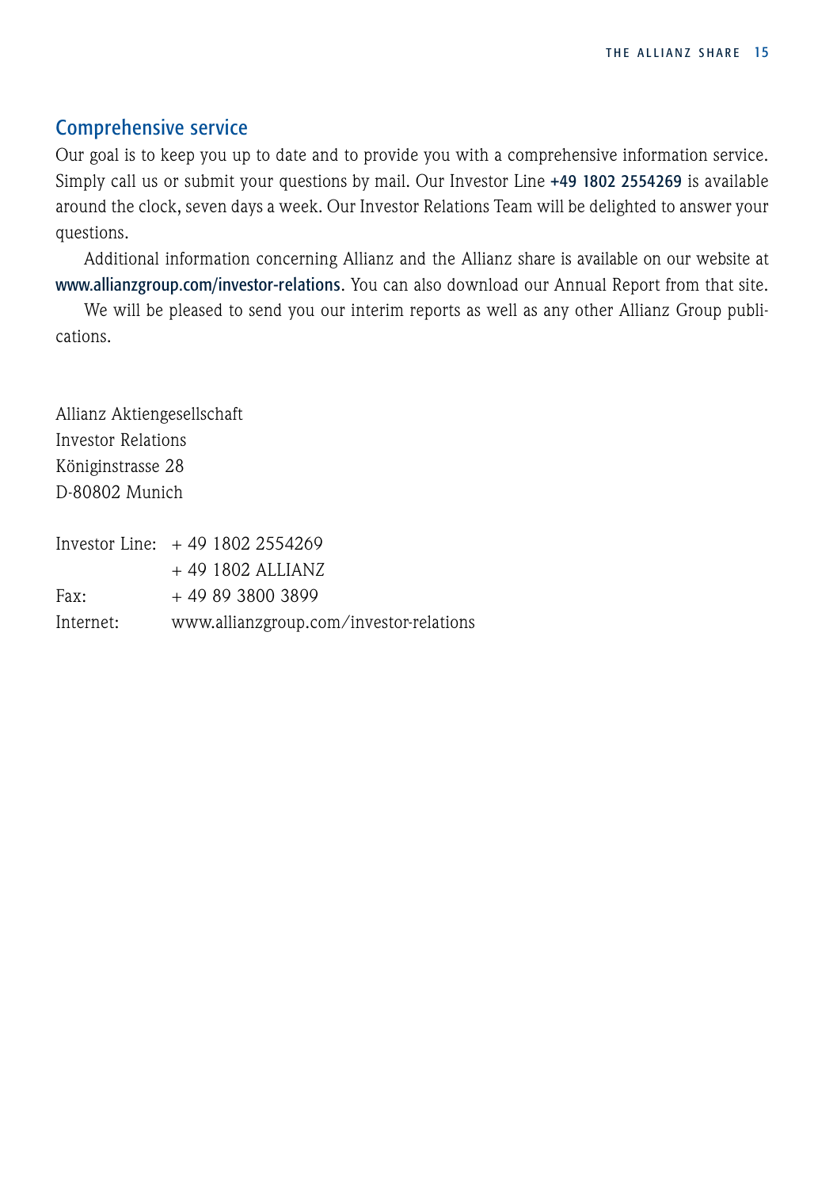## Comprehensive service

Our goal is to keep you up to date and to provide you with a comprehensive information service. Simply call us or submit your questions by mail. Our Investor Line **+49 1802 2554269** is available around the clock, seven days a week. Our Investor Relations Team will be delighted to answer your questions.

Additional information concerning Allianz and the Allianz share is available on our website at **www.allianzgroup.com/investor-relations**. You can also download our Annual Report from that site.

We will be pleased to send you our interim reports as well as any other Allianz Group publications.

Allianz Aktiengesellschaft
Investor Relations
Königinstrasse 28
D-80802 Munich

| | |
|---|---|
| Investor Line: | + 49 1802 2554269 |
| | + 49 1802 ALLIANZ |
| Fax: | + 49 89 3800 3899 |
| Internet: | www.allianzgroup.com/investor-relations |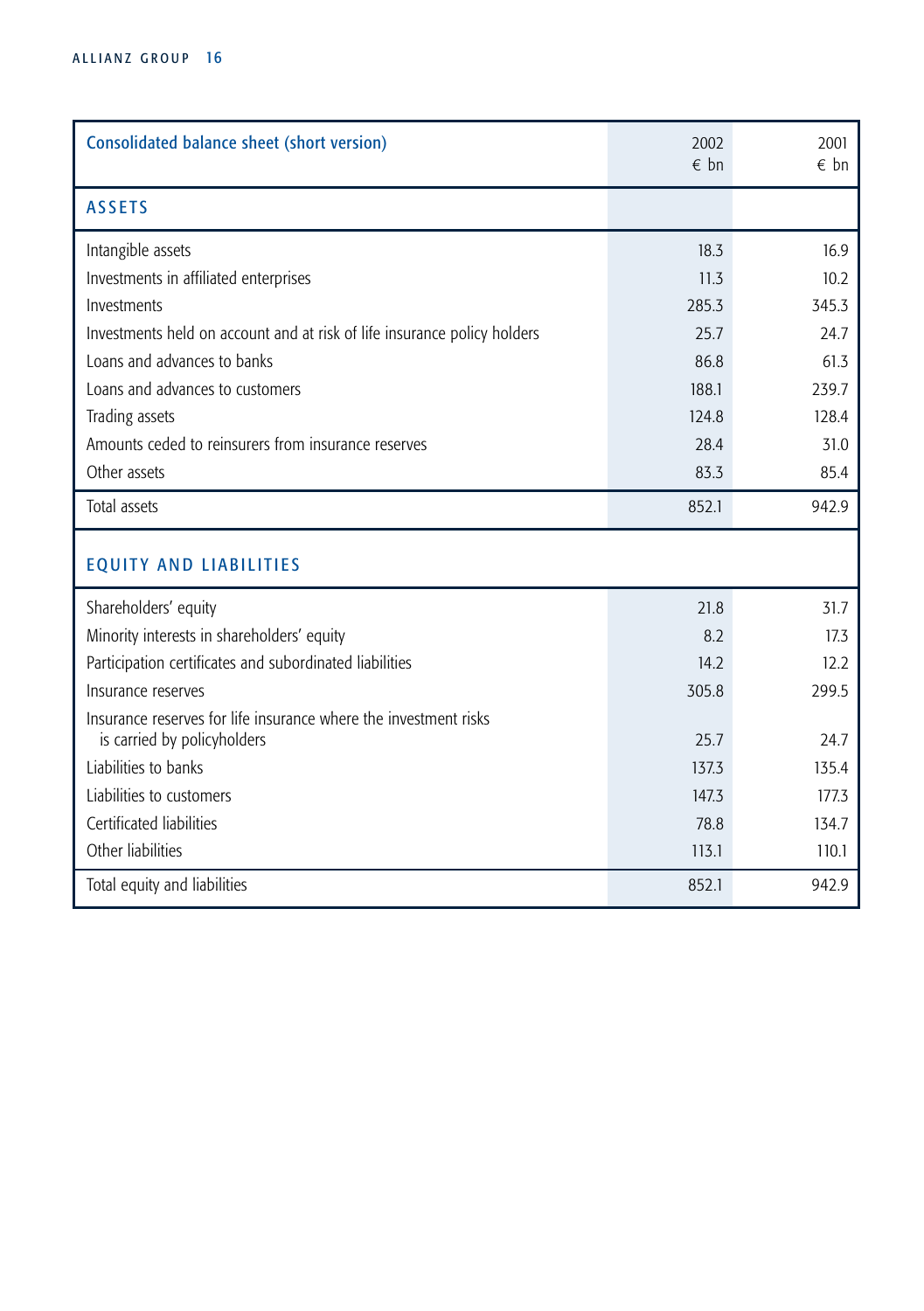| Consolidated balance sheet (short version) | 2002<br>€ bn | 2001<br>€ bn |
|---|---|---|
| **ASSETS** | | |
| Intangible assets | 18.3 | 16.9 |
| Investments in affiliated enterprises | 11.3 | 10.2 |
| Investments | 285.3 | 345.3 |
| Investments held on account and at risk of life insurance policy holders | 25.7 | 24.7 |
| Loans and advances to banks | 86.8 | 61.3 |
| Loans and advances to customers | 188.1 | 239.7 |
| Trading assets | 124.8 | 128.4 |
| Amounts ceded to reinsurers from insurance reserves | 28.4 | 31.0 |
| Other assets | 83.3 | 85.4 |
| Total assets | 852.1 | 942.9 |
| **EQUITY AND LIABILITIES** | | |
| Shareholders' equity | 21.8 | 31.7 |
| Minority interests in shareholders' equity | 8.2 | 17.3 |
| Participation certificates and subordinated liabilities | 14.2 | 12.2 |
| Insurance reserves | 305.8 | 299.5 |
| Insurance reserves for life insurance where the investment risks is carried by policyholders | 25.7 | 24.7 |
| Liabilities to banks | 137.3 | 135.4 |
| Liabilities to customers | 147.3 | 177.3 |
| Certificated liabilities | 78.8 | 134.7 |
| Other liabilities | 113.1 | 110.1 |
| Total equity and liabilities | 852.1 | 942.9 |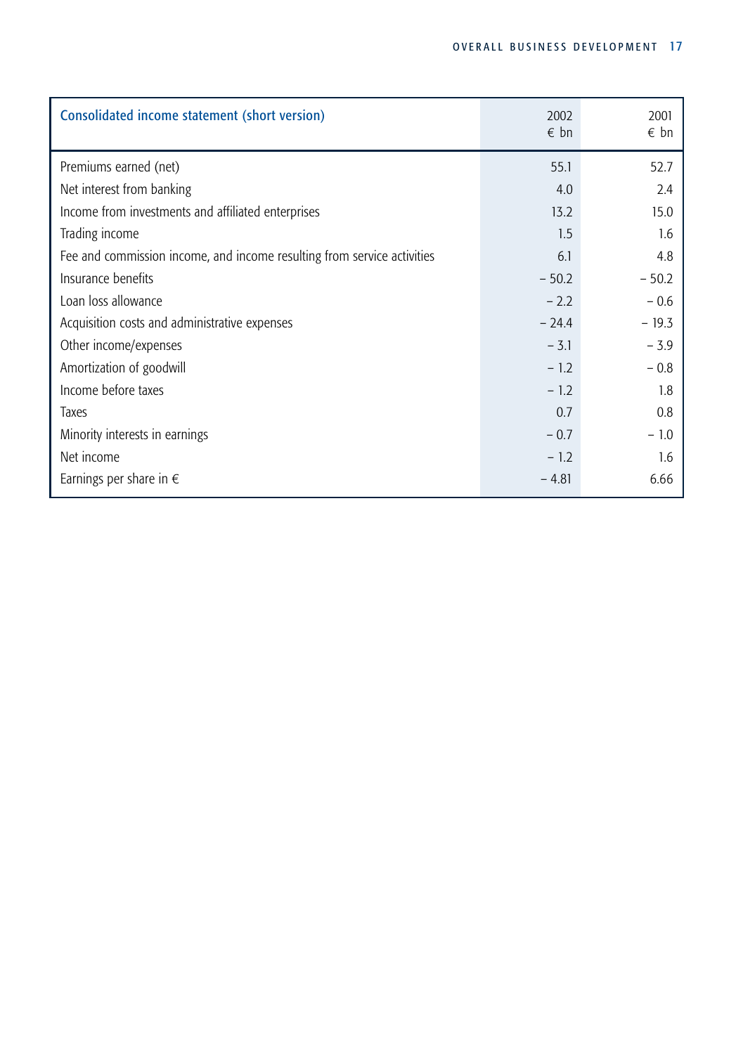| Consolidated income statement (short version) | 2002 € bn | 2001 € bn |
|---|---|---|
| Premiums earned (net) | 55.1 | 52.7 |
| Net interest from banking | 4.0 | 2.4 |
| Income from investments and affiliated enterprises | 13.2 | 15.0 |
| Trading income | 1.5 | 1.6 |
| Fee and commission income, and income resulting from service activities | 6.1 | 4.8 |
| Insurance benefits | – 50.2 | – 50.2 |
| Loan loss allowance | – 2.2 | – 0.6 |
| Acquisition costs and administrative expenses | – 24.4 | – 19.3 |
| Other income/expenses | – 3.1 | – 3.9 |
| Amortization of goodwill | – 1.2 | – 0.8 |
| Income before taxes | – 1.2 | 1.8 |
| Taxes | 0.7 | 0.8 |
| Minority interests in earnings | – 0.7 | – 1.0 |
| Net income | – 1.2 | 1.6 |
| Earnings per share in € | – 4.81 | 6.66 |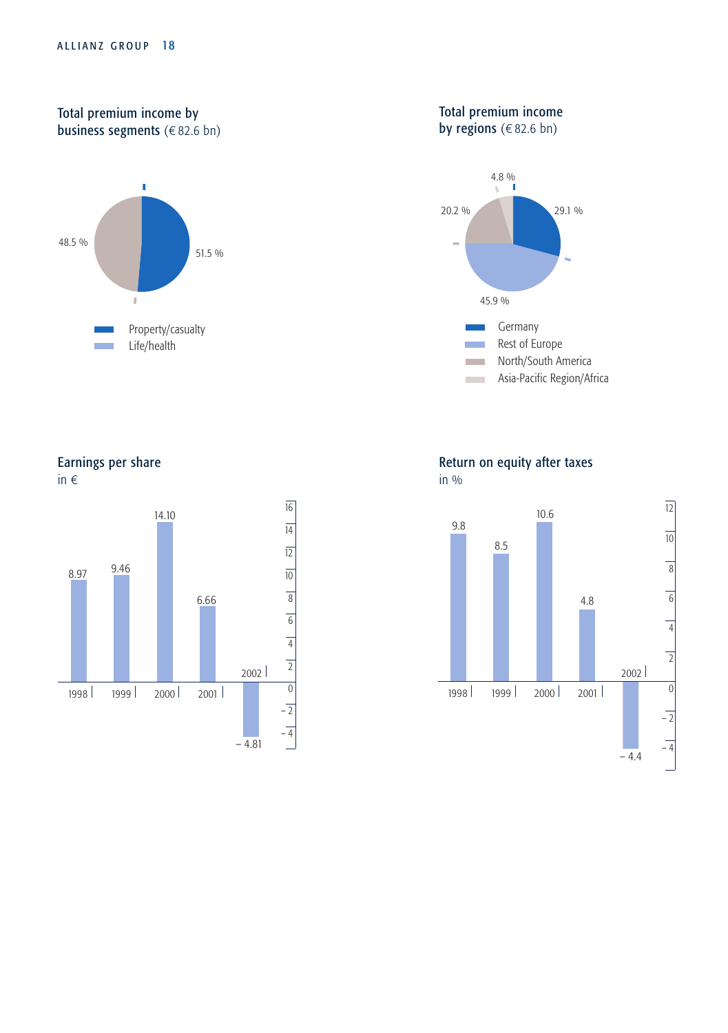## Total premium income by business segments (€ 82.6 bn)

| Segment | Share |
|---|---|
| Property/casualty | 51.5 % |
| Life/health | 48.5 % |

## Total premium income by regions (€ 82.6 bn)

| Region | Share |
|---|---|
| Germany | 29.1 % |
| Rest of Europe | 45.9 % |
| North/South America | 20.2 % |
| Asia-Pacific Region/Africa | 4.8 % |

## Earnings per share

in €

| 1998 | 1999 | 2000 | 2001 | 2002 |
|---|---|---|---|---|
| 8.97 | 9.46 | 14.10 | 6.66 | – 4.81 |

## Return on equity after taxes

in %

| 1998 | 1999 | 2000 | 2001 | 2002 |
|---|---|---|---|---|
| 9.8 | 8.5 | 10.6 | 4.8 | – 4.4 |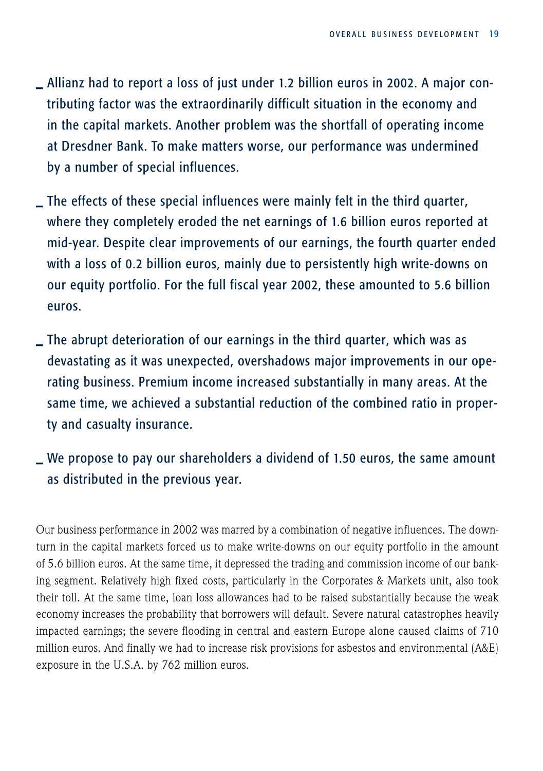- Allianz had to report a loss of just under 1.2 billion euros in 2002. A major contributing factor was the extraordinarily difficult situation in the economy and in the capital markets. Another problem was the shortfall of operating income at Dresdner Bank. To make matters worse, our performance was undermined by a number of special influences.

- The effects of these special influences were mainly felt in the third quarter, where they completely eroded the net earnings of 1.6 billion euros reported at mid-year. Despite clear improvements of our earnings, the fourth quarter ended with a loss of 0.2 billion euros, mainly due to persistently high write-downs on our equity portfolio. For the full fiscal year 2002, these amounted to 5.6 billion euros.

- The abrupt deterioration of our earnings in the third quarter, which was as devastating as it was unexpected, overshadows major improvements in our operating business. Premium income increased substantially in many areas. At the same time, we achieved a substantial reduction of the combined ratio in property and casualty insurance.

- We propose to pay our shareholders a dividend of 1.50 euros, the same amount as distributed in the previous year.

Our business performance in 2002 was marred by a combination of negative influences. The downturn in the capital markets forced us to make write-downs on our equity portfolio in the amount of 5.6 billion euros. At the same time, it depressed the trading and commission income of our banking segment. Relatively high fixed costs, particularly in the Corporates & Markets unit, also took their toll. At the same time, loan loss allowances had to be raised substantially because the weak economy increases the probability that borrowers will default. Severe natural catastrophes heavily impacted earnings; the severe flooding in central and eastern Europe alone caused claims of 710 million euros. And finally we had to increase risk provisions for asbestos and environmental (A&E) exposure in the U.S.A. by 762 million euros.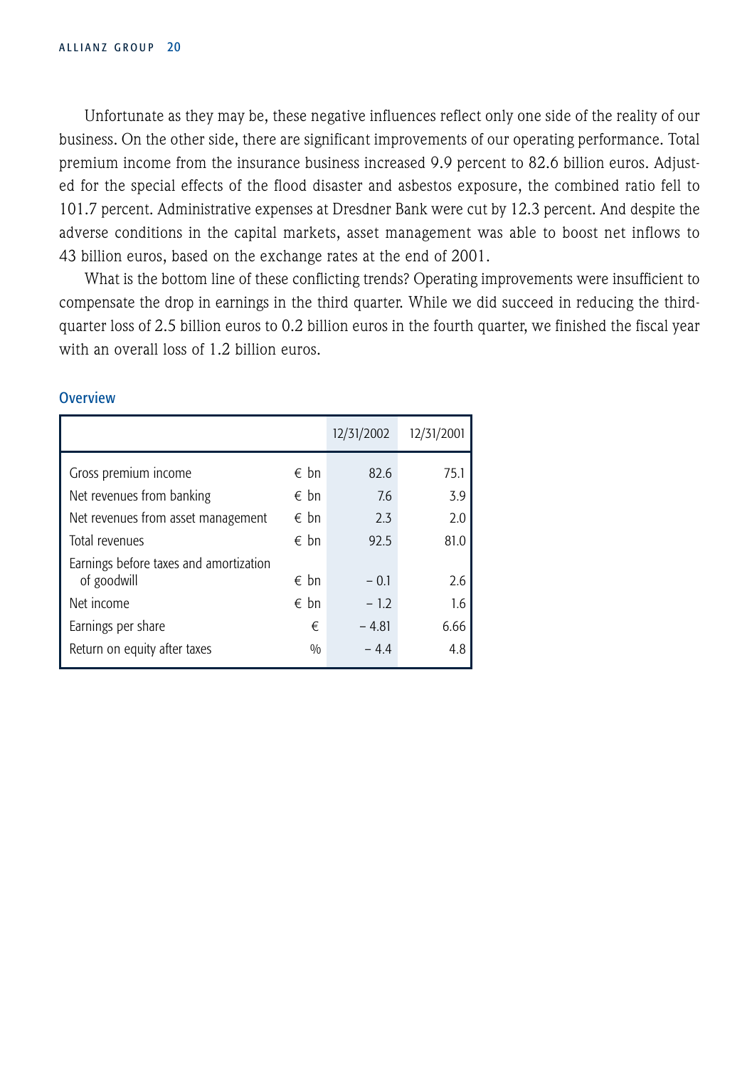Unfortunate as they may be, these negative influences reflect only one side of the reality of our business. On the other side, there are significant improvements of our operating performance. Total premium income from the insurance business increased 9.9 percent to 82.6 billion euros. Adjusted for the special effects of the flood disaster and asbestos exposure, the combined ratio fell to 101.7 percent. Administrative expenses at Dresdner Bank were cut by 12.3 percent. And despite the adverse conditions in the capital markets, asset management was able to boost net inflows to 43 billion euros, based on the exchange rates at the end of 2001.

What is the bottom line of these conflicting trends? Operating improvements were insufficient to compensate the drop in earnings in the third quarter. While we did succeed in reducing the third-quarter loss of 2.5 billion euros to 0.2 billion euros in the fourth quarter, we finished the fiscal year with an overall loss of 1.2 billion euros.

### Overview

| | | 12/31/2002 | 12/31/2001 |
|---|---|---|---|
| Gross premium income | € bn | 82.6 | 75.1 |
| Net revenues from banking | € bn | 7.6 | 3.9 |
| Net revenues from asset management | € bn | 2.3 | 2.0 |
| Total revenues | € bn | 92.5 | 81.0 |
| Earnings before taxes and amortization of goodwill | € bn | – 0.1 | 2.6 |
| Net income | € bn | – 1.2 | 1.6 |
| Earnings per share | € | – 4.81 | 6.66 |
| Return on equity after taxes | % | – 4.4 | 4.8 |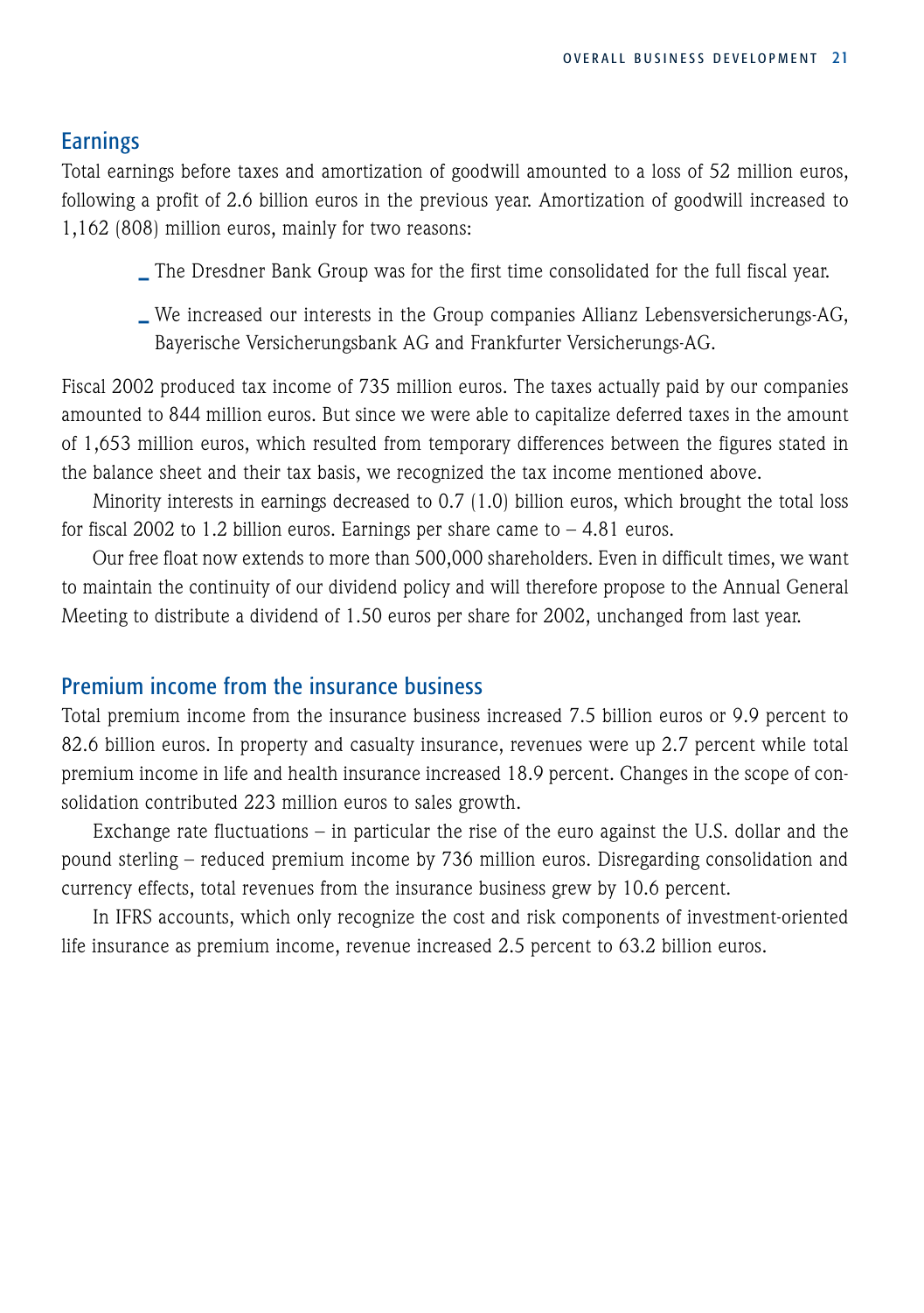## Earnings

Total earnings before taxes and amortization of goodwill amounted to a loss of 52 million euros, following a profit of 2.6 billion euros in the previous year. Amortization of goodwill increased to 1,162 (808) million euros, mainly for two reasons:

- The Dresdner Bank Group was for the first time consolidated for the full fiscal year.
- We increased our interests in the Group companies Allianz Lebensversicherungs-AG, Bayerische Versicherungsbank AG and Frankfurter Versicherungs-AG.

Fiscal 2002 produced tax income of 735 million euros. The taxes actually paid by our companies amounted to 844 million euros. But since we were able to capitalize deferred taxes in the amount of 1,653 million euros, which resulted from temporary differences between the figures stated in the balance sheet and their tax basis, we recognized the tax income mentioned above.

Minority interests in earnings decreased to 0.7 (1.0) billion euros, which brought the total loss for fiscal 2002 to 1.2 billion euros. Earnings per share came to – 4.81 euros.

Our free float now extends to more than 500,000 shareholders. Even in difficult times, we want to maintain the continuity of our dividend policy and will therefore propose to the Annual General Meeting to distribute a dividend of 1.50 euros per share for 2002, unchanged from last year.

## Premium income from the insurance business

Total premium income from the insurance business increased 7.5 billion euros or 9.9 percent to 82.6 billion euros. In property and casualty insurance, revenues were up 2.7 percent while total premium income in life and health insurance increased 18.9 percent. Changes in the scope of consolidation contributed 223 million euros to sales growth.

Exchange rate fluctuations – in particular the rise of the euro against the U.S. dollar and the pound sterling – reduced premium income by 736 million euros. Disregarding consolidation and currency effects, total revenues from the insurance business grew by 10.6 percent.

In IFRS accounts, which only recognize the cost and risk components of investment-oriented life insurance as premium income, revenue increased 2.5 percent to 63.2 billion euros.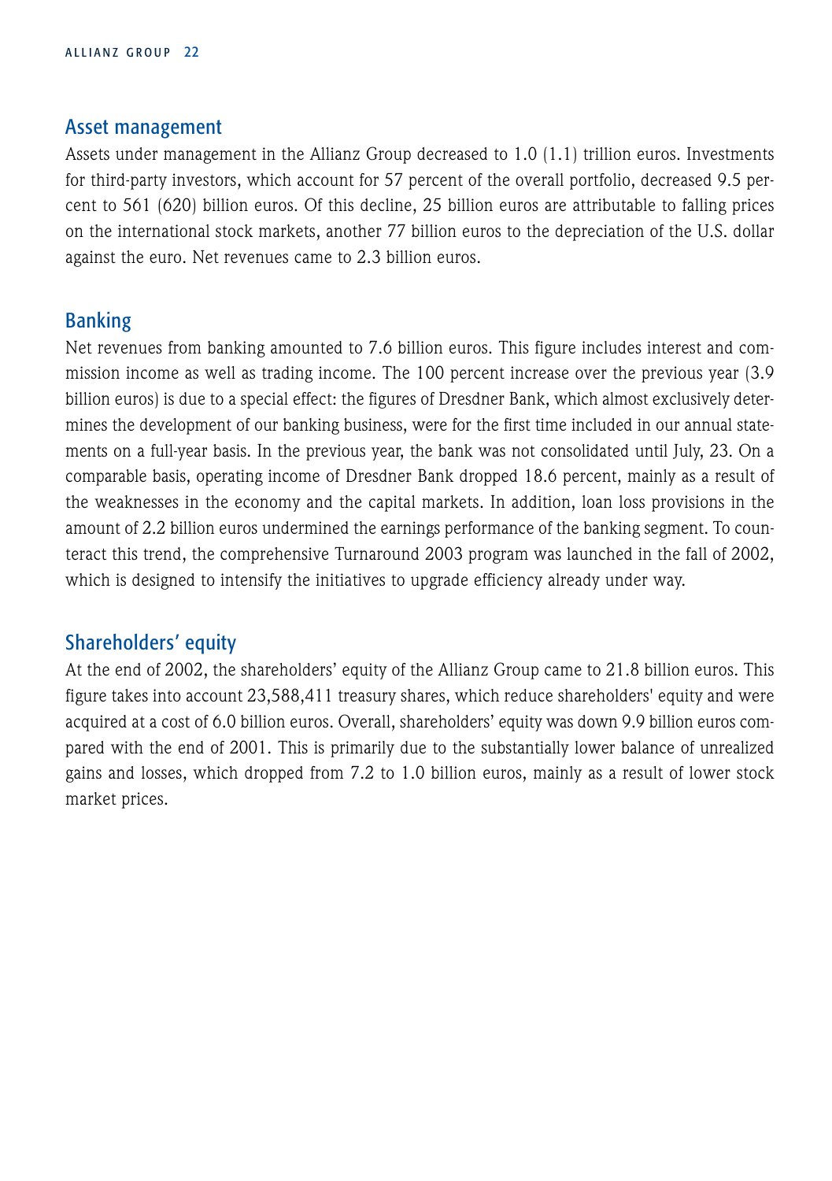## Asset management

Assets under management in the Allianz Group decreased to 1.0 (1.1) trillion euros. Investments for third-party investors, which account for 57 percent of the overall portfolio, decreased 9.5 percent to 561 (620) billion euros. Of this decline, 25 billion euros are attributable to falling prices on the international stock markets, another 77 billion euros to the depreciation of the U.S. dollar against the euro. Net revenues came to 2.3 billion euros.

## Banking

Net revenues from banking amounted to 7.6 billion euros. This figure includes interest and commission income as well as trading income. The 100 percent increase over the previous year (3.9 billion euros) is due to a special effect: the figures of Dresdner Bank, which almost exclusively determines the development of our banking business, were for the first time included in our annual statements on a full-year basis. In the previous year, the bank was not consolidated until July, 23. On a comparable basis, operating income of Dresdner Bank dropped 18.6 percent, mainly as a result of the weaknesses in the economy and the capital markets. In addition, loan loss provisions in the amount of 2.2 billion euros undermined the earnings performance of the banking segment. To counteract this trend, the comprehensive Turnaround 2003 program was launched in the fall of 2002, which is designed to intensify the initiatives to upgrade efficiency already under way.

## Shareholders' equity

At the end of 2002, the shareholders' equity of the Allianz Group came to 21.8 billion euros. This figure takes into account 23,588,411 treasury shares, which reduce shareholders' equity and were acquired at a cost of 6.0 billion euros. Overall, shareholders' equity was down 9.9 billion euros compared with the end of 2001. This is primarily due to the substantially lower balance of unrealized gains and losses, which dropped from 7.2 to 1.0 billion euros, mainly as a result of lower stock market prices.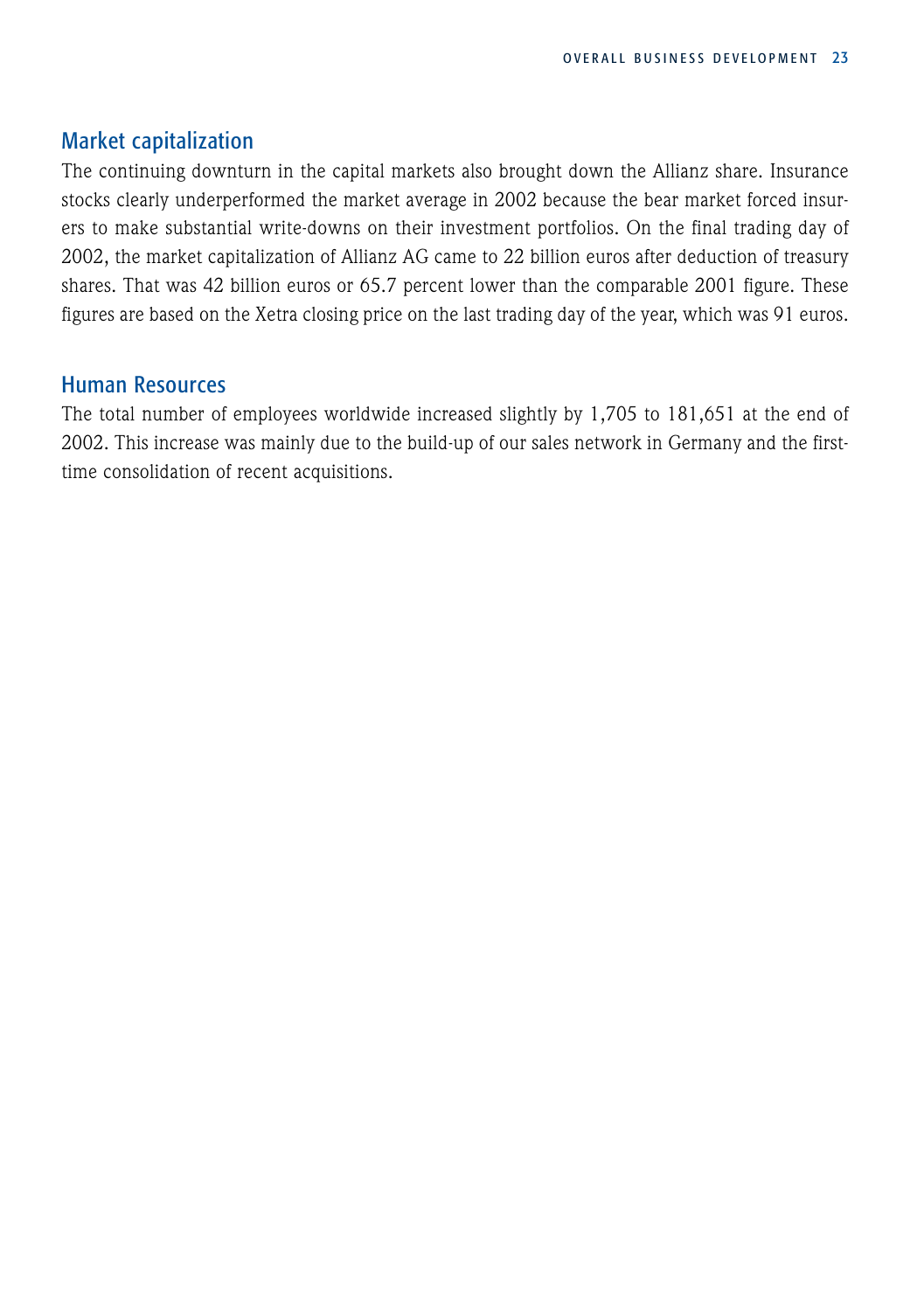## Market capitalization

The continuing downturn in the capital markets also brought down the Allianz share. Insurance stocks clearly underperformed the market average in 2002 because the bear market forced insurers to make substantial write-downs on their investment portfolios. On the final trading day of 2002, the market capitalization of Allianz AG came to 22 billion euros after deduction of treasury shares. That was 42 billion euros or 65.7 percent lower than the comparable 2001 figure. These figures are based on the Xetra closing price on the last trading day of the year, which was 91 euros.

## Human Resources

The total number of employees worldwide increased slightly by 1,705 to 181,651 at the end of 2002. This increase was mainly due to the build-up of our sales network in Germany and the first-time consolidation of recent acquisitions.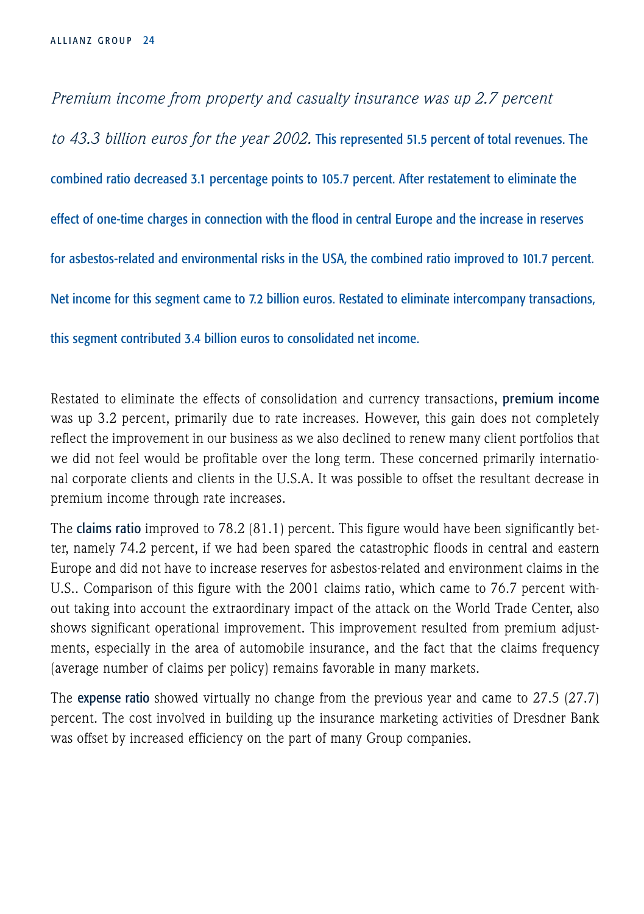*Premium income from property and casualty insurance was up 2.7 percent to 43.3 billion euros for the year 2002.* **This represented 51.5 percent of total revenues. The combined ratio decreased 3.1 percentage points to 105.7 percent. After restatement to eliminate the effect of one-time charges in connection with the flood in central Europe and the increase in reserves for asbestos-related and environmental risks in the USA, the combined ratio improved to 101.7 percent. Net income for this segment came to 7.2 billion euros. Restated to eliminate intercompany transactions, this segment contributed 3.4 billion euros to consolidated net income.**

Restated to eliminate the effects of consolidation and currency transactions, **premium income** was up 3.2 percent, primarily due to rate increases. However, this gain does not completely reflect the improvement in our business as we also declined to renew many client portfolios that we did not feel would be profitable over the long term. These concerned primarily international corporate clients and clients in the U.S.A. It was possible to offset the resultant decrease in premium income through rate increases.

The **claims ratio** improved to 78.2 (81.1) percent. This figure would have been significantly better, namely 74.2 percent, if we had been spared the catastrophic floods in central and eastern Europe and did not have to increase reserves for asbestos-related and environment claims in the U.S.. Comparison of this figure with the 2001 claims ratio, which came to 76.7 percent without taking into account the extraordinary impact of the attack on the World Trade Center, also shows significant operational improvement. This improvement resulted from premium adjustments, especially in the area of automobile insurance, and the fact that the claims frequency (average number of claims per policy) remains favorable in many markets.

The **expense ratio** showed virtually no change from the previous year and came to 27.5 (27.7) percent. The cost involved in building up the insurance marketing activities of Dresdner Bank was offset by increased efficiency on the part of many Group companies.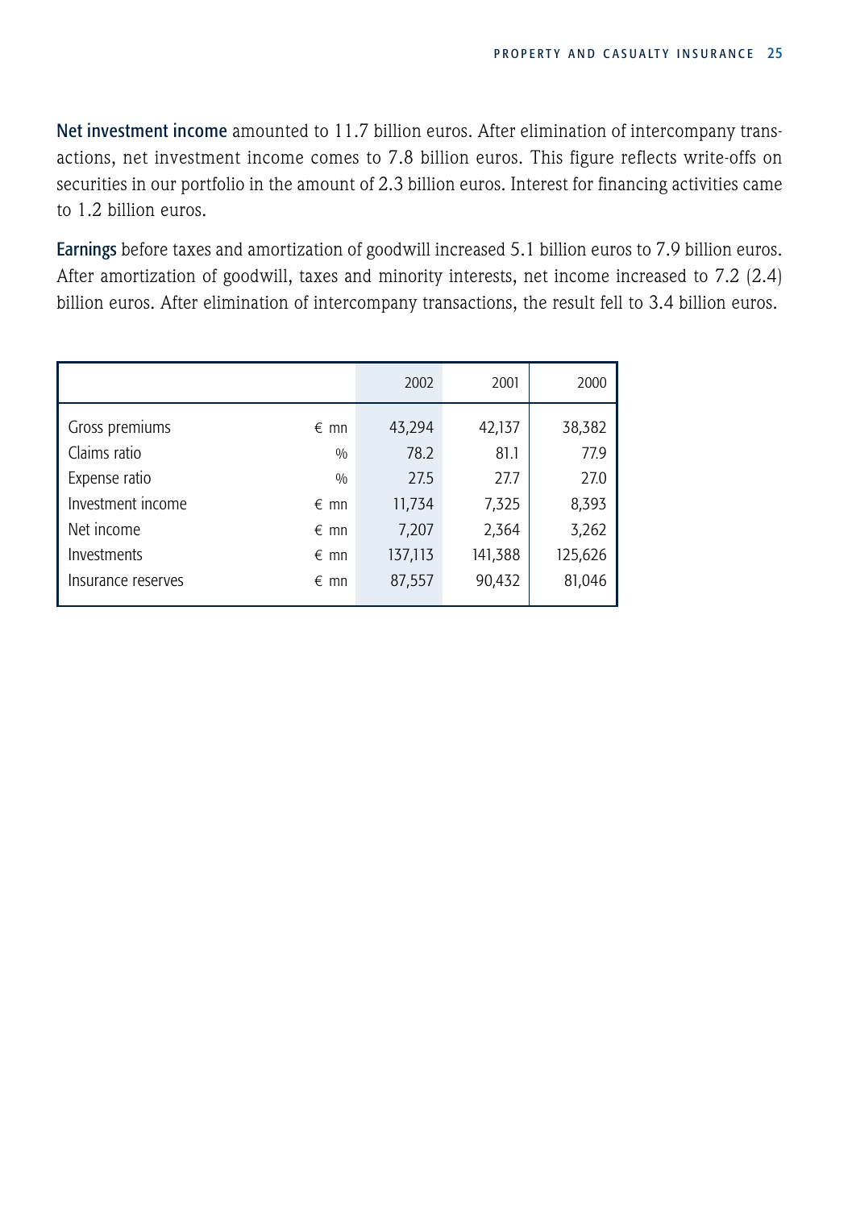**Net investment income** amounted to 11.7 billion euros. After elimination of intercompany transactions, net investment income comes to 7.8 billion euros. This figure reflects write-offs on securities in our portfolio in the amount of 2.3 billion euros. Interest for financing activities came to 1.2 billion euros.

**Earnings** before taxes and amortization of goodwill increased 5.1 billion euros to 7.9 billion euros. After amortization of goodwill, taxes and minority interests, net income increased to 7.2 (2.4) billion euros. After elimination of intercompany transactions, the result fell to 3.4 billion euros.

| | | 2002 | 2001 | 2000 |
|---|---|---|---|---|
| Gross premiums | € mn | 43,294 | 42,137 | 38,382 |
| Claims ratio | % | 78.2 | 81.1 | 77.9 |
| Expense ratio | % | 27.5 | 27.7 | 27.0 |
| Investment income | € mn | 11,734 | 7,325 | 8,393 |
| Net income | € mn | 7,207 | 2,364 | 3,262 |
| Investments | € mn | 137,113 | 141,388 | 125,626 |
| Insurance reserves | € mn | 87,557 | 90,432 | 81,046 |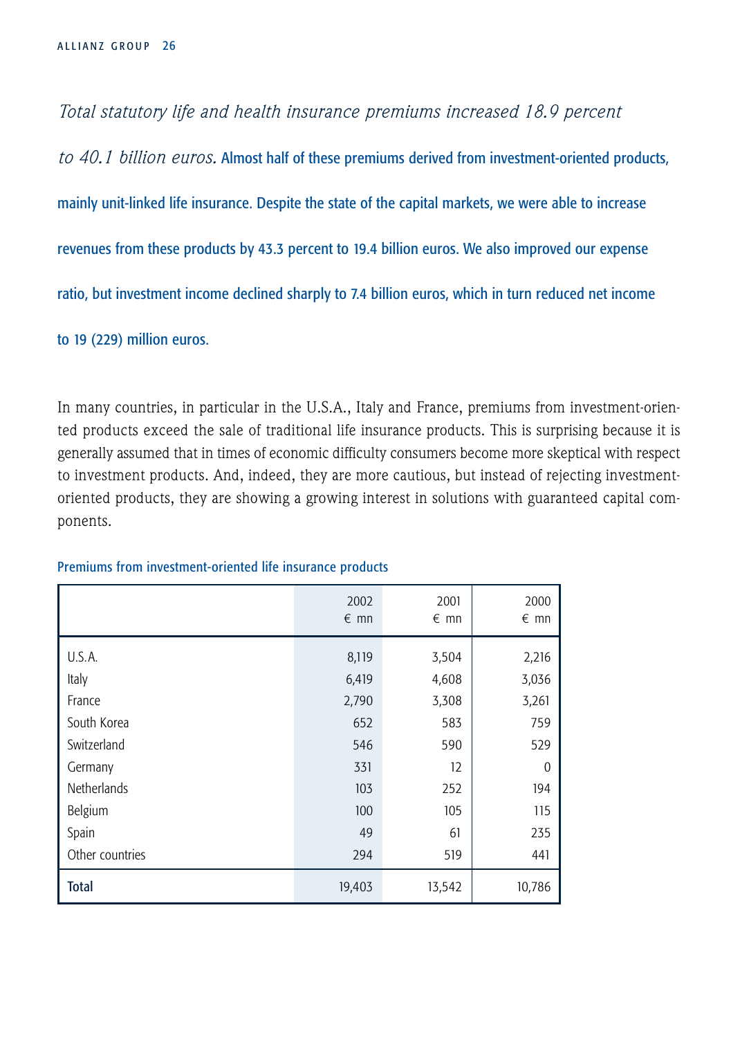*Total statutory life and health insurance premiums increased 18.9 percent to 40.1 billion euros.* **Almost half of these premiums derived from investment-oriented products, mainly unit-linked life insurance. Despite the state of the capital markets, we were able to increase revenues from these products by 43.3 percent to 19.4 billion euros. We also improved our expense ratio, but investment income declined sharply to 7.4 billion euros, which in turn reduced net income to 19 (229) million euros.**

In many countries, in particular in the U.S.A., Italy and France, premiums from investment-oriented products exceed the sale of traditional life insurance products. This is surprising because it is generally assumed that in times of economic difficulty consumers become more skeptical with respect to investment products. And, indeed, they are more cautious, but instead of rejecting investment-oriented products, they are showing a growing interest in solutions with guaranteed capital components.

**Premiums from investment-oriented life insurance products**

| | 2002 € mn | 2001 € mn | 2000 € mn |
|---|---|---|---|
| U.S.A. | 8,119 | 3,504 | 2,216 |
| Italy | 6,419 | 4,608 | 3,036 |
| France | 2,790 | 3,308 | 3,261 |
| South Korea | 652 | 583 | 759 |
| Switzerland | 546 | 590 | 529 |
| Germany | 331 | 12 | 0 |
| Netherlands | 103 | 252 | 194 |
| Belgium | 100 | 105 | 115 |
| Spain | 49 | 61 | 235 |
| Other countries | 294 | 519 | 441 |
| **Total** | 19,403 | 13,542 | 10,786 |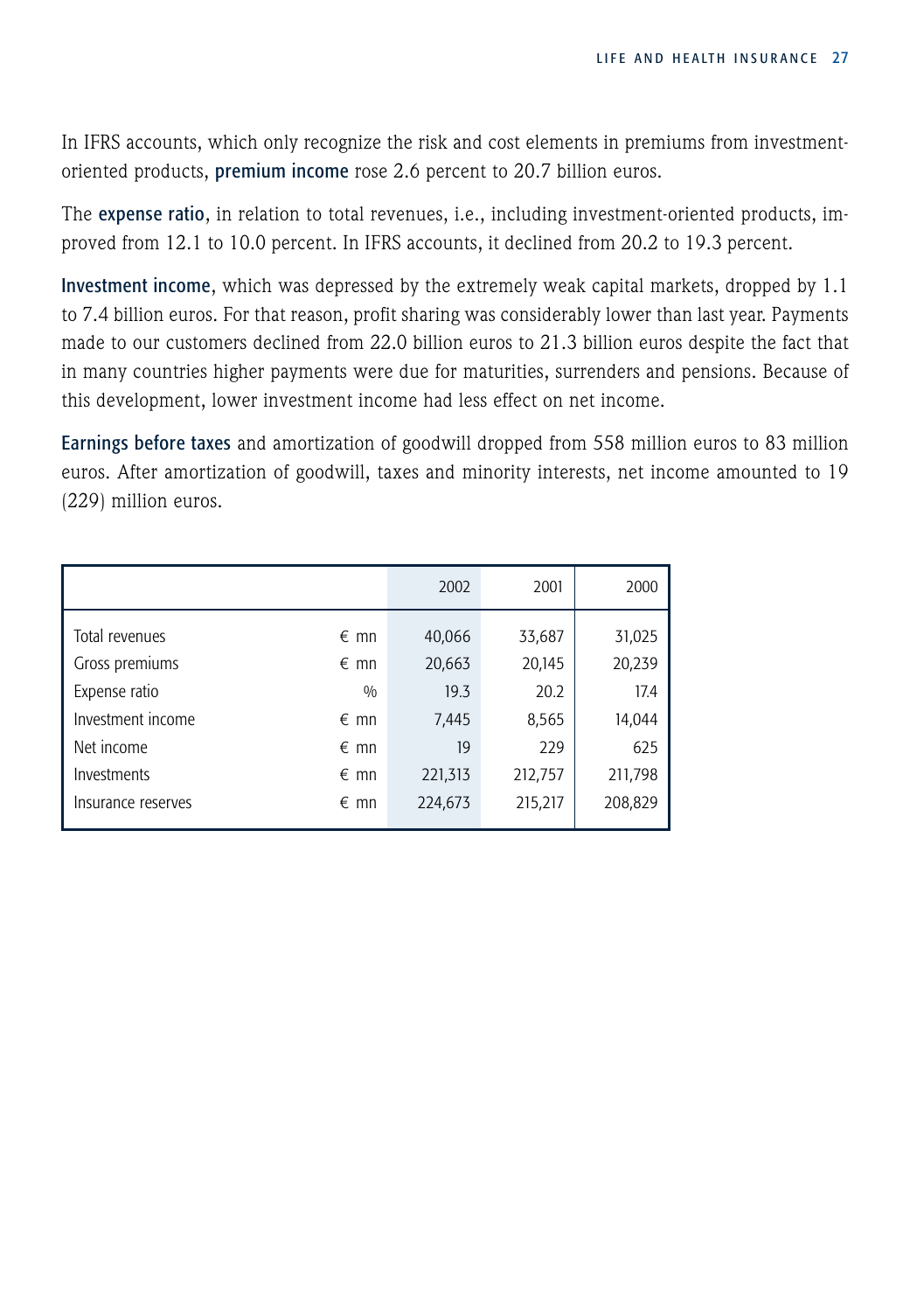In IFRS accounts, which only recognize the risk and cost elements in premiums from investment-oriented products, **premium income** rose 2.6 percent to 20.7 billion euros.

The **expense ratio**, in relation to total revenues, i.e., including investment-oriented products, improved from 12.1 to 10.0 percent. In IFRS accounts, it declined from 20.2 to 19.3 percent.

**Investment income**, which was depressed by the extremely weak capital markets, dropped by 1.1 to 7.4 billion euros. For that reason, profit sharing was considerably lower than last year. Payments made to our customers declined from 22.0 billion euros to 21.3 billion euros despite the fact that in many countries higher payments were due for maturities, surrenders and pensions. Because of this development, lower investment income had less effect on net income.

**Earnings before taxes** and amortization of goodwill dropped from 558 million euros to 83 million euros. After amortization of goodwill, taxes and minority interests, net income amounted to 19 (229) million euros.

| | | 2002 | 2001 | 2000 |
|---|---|---|---|---|
| Total revenues | € mn | 40,066 | 33,687 | 31,025 |
| Gross premiums | € mn | 20,663 | 20,145 | 20,239 |
| Expense ratio | % | 19.3 | 20.2 | 17.4 |
| Investment income | € mn | 7,445 | 8,565 | 14,044 |
| Net income | € mn | 19 | 229 | 625 |
| Investments | € mn | 221,313 | 212,757 | 211,798 |
| Insurance reserves | € mn | 224,673 | 215,217 | 208,829 |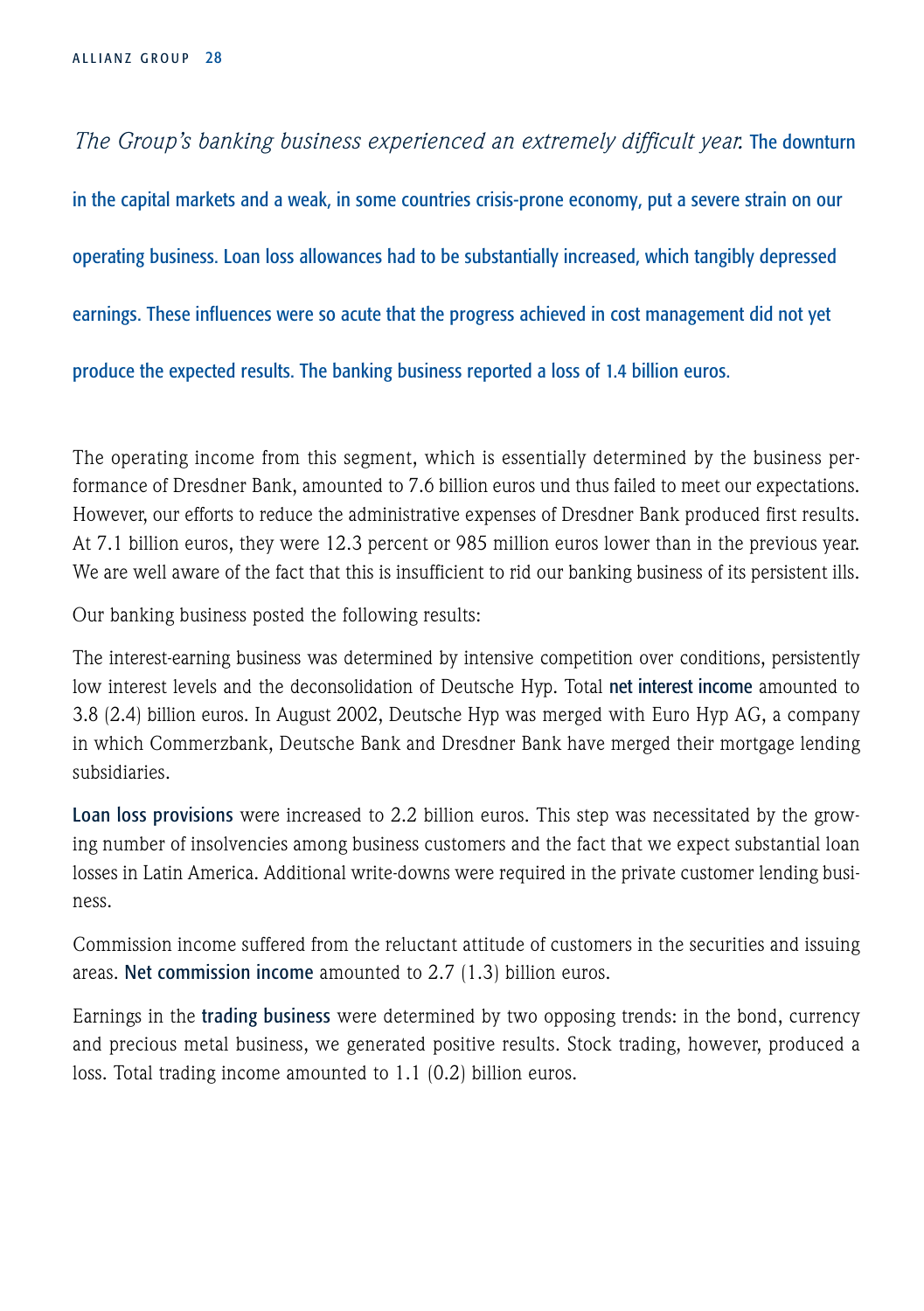*The Group's banking business experienced an extremely difficult year.* **The downturn in the capital markets and a weak, in some countries crisis-prone economy, put a severe strain on our operating business. Loan loss allowances had to be substantially increased, which tangibly depressed earnings. These influences were so acute that the progress achieved in cost management did not yet produce the expected results. The banking business reported a loss of 1.4 billion euros.**

The operating income from this segment, which is essentially determined by the business performance of Dresdner Bank, amounted to 7.6 billion euros und thus failed to meet our expectations. However, our efforts to reduce the administrative expenses of Dresdner Bank produced first results. At 7.1 billion euros, they were 12.3 percent or 985 million euros lower than in the previous year. We are well aware of the fact that this is insufficient to rid our banking business of its persistent ills.

Our banking business posted the following results:

The interest-earning business was determined by intensive competition over conditions, persistently low interest levels and the deconsolidation of Deutsche Hyp. Total **net interest income** amounted to 3.8 (2.4) billion euros. In August 2002, Deutsche Hyp was merged with Euro Hyp AG, a company in which Commerzbank, Deutsche Bank and Dresdner Bank have merged their mortgage lending subsidiaries.

**Loan loss provisions** were increased to 2.2 billion euros. This step was necessitated by the growing number of insolvencies among business customers and the fact that we expect substantial loan losses in Latin America. Additional write-downs were required in the private customer lending business.

Commission income suffered from the reluctant attitude of customers in the securities and issuing areas. **Net commission income** amounted to 2.7 (1.3) billion euros.

Earnings in the **trading business** were determined by two opposing trends: in the bond, currency and precious metal business, we generated positive results. Stock trading, however, produced a loss. Total trading income amounted to 1.1 (0.2) billion euros.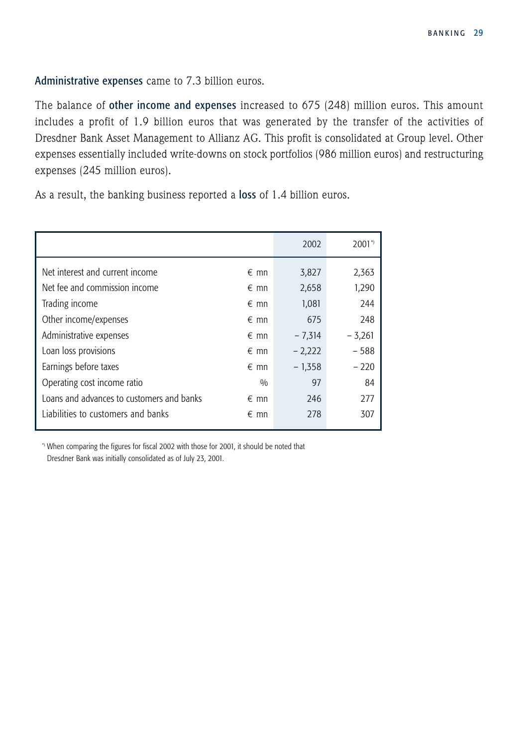**Administrative expenses** came to 7.3 billion euros.

The balance of **other income and expenses** increased to 675 (248) million euros. This amount includes a profit of 1.9 billion euros that was generated by the transfer of the activities of Dresdner Bank Asset Management to Allianz AG. This profit is consolidated at Group level. Other expenses essentially included write-downs on stock portfolios (986 million euros) and restructuring expenses (245 million euros).

As a result, the banking business reported a **loss** of 1.4 billion euros.

| | | 2002 | 2001*) |
|---|---|---|---|
| Net interest and current income | € mn | 3,827 | 2,363 |
| Net fee and commission income | € mn | 2,658 | 1,290 |
| Trading income | € mn | 1,081 | 244 |
| Other income/expenses | € mn | 675 | 248 |
| Administrative expenses | € mn | – 7,314 | – 3,261 |
| Loan loss provisions | € mn | – 2,222 | – 588 |
| Earnings before taxes | € mn | – 1,358 | – 220 |
| Operating cost income ratio | % | 97 | 84 |
| Loans and advances to customers and banks | € mn | 246 | 277 |
| Liabilities to customers and banks | € mn | 278 | 307 |

*) When comparing the figures for fiscal 2002 with those for 2001, it should be noted that Dresdner Bank was initially consolidated as of July 23, 2001.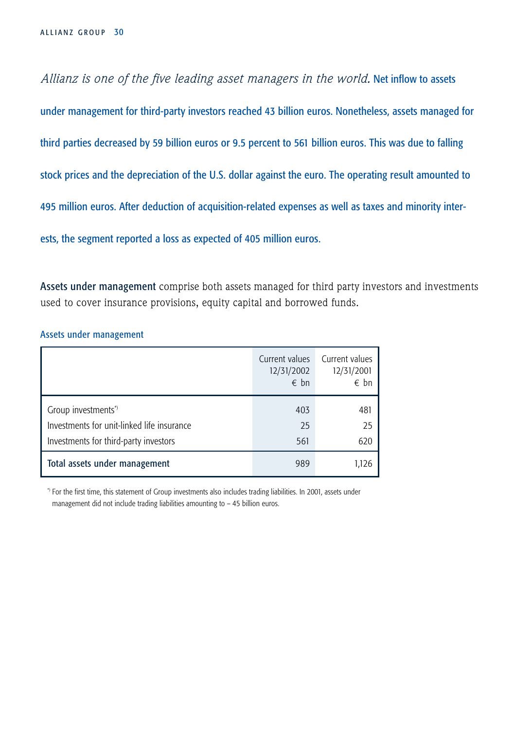*Allianz is one of the five leading asset managers in the world.* **Net inflow to assets under management for third-party investors reached 43 billion euros. Nonetheless, assets managed for third parties decreased by 59 billion euros or 9.5 percent to 561 billion euros. This was due to falling stock prices and the depreciation of the U.S. dollar against the euro. The operating result amounted to 495 million euros. After deduction of acquisition-related expenses as well as taxes and minority interests, the segment reported a loss as expected of 405 million euros.**

**Assets under management** comprise both assets managed for third party investors and investments used to cover insurance provisions, equity capital and borrowed funds.

### Assets under management

| | Current values 12/31/2002 € bn | Current values 12/31/2001 € bn |
|---|---|---|
| Group investments*) | 403 | 481 |
| Investments for unit-linked life insurance | 25 | 25 |
| Investments for third-party investors | 561 | 620 |
| **Total assets under management** | 989 | 1,126 |

*) For the first time, this statement of Group investments also includes trading liabilities. In 2001, assets under management did not include trading liabilities amounting to – 45 billion euros.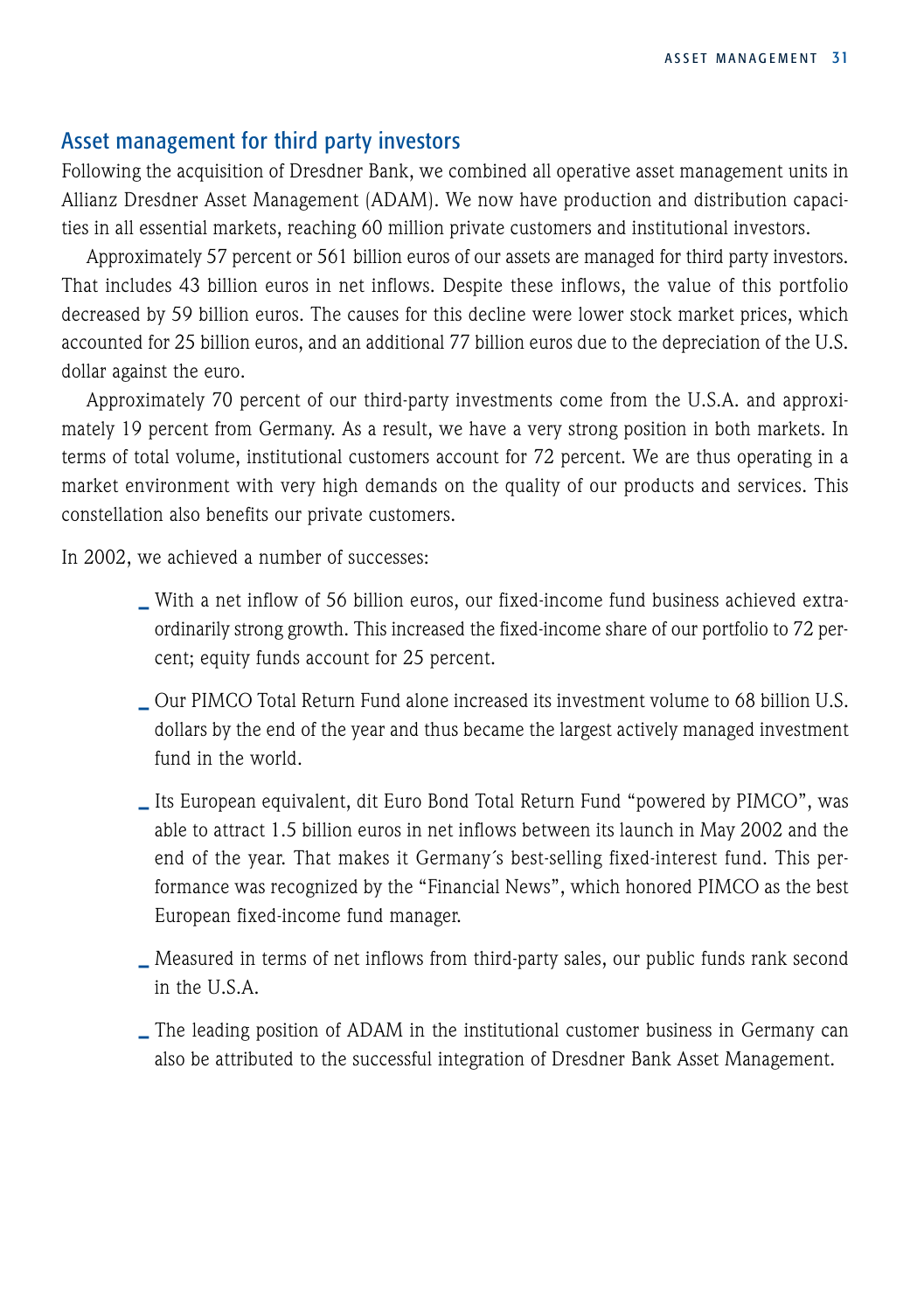## Asset management for third party investors

Following the acquisition of Dresdner Bank, we combined all operative asset management units in Allianz Dresdner Asset Management (ADAM). We now have production and distribution capacities in all essential markets, reaching 60 million private customers and institutional investors.

Approximately 57 percent or 561 billion euros of our assets are managed for third party investors. That includes 43 billion euros in net inflows. Despite these inflows, the value of this portfolio decreased by 59 billion euros. The causes for this decline were lower stock market prices, which accounted for 25 billion euros, and an additional 77 billion euros due to the depreciation of the U.S. dollar against the euro.

Approximately 70 percent of our third-party investments come from the U.S.A. and approximately 19 percent from Germany. As a result, we have a very strong position in both markets. In terms of total volume, institutional customers account for 72 percent. We are thus operating in a market environment with very high demands on the quality of our products and services. This constellation also benefits our private customers.

In 2002, we achieved a number of successes:

- With a net inflow of 56 billion euros, our fixed-income fund business achieved extraordinarily strong growth. This increased the fixed-income share of our portfolio to 72 percent; equity funds account for 25 percent.
- Our PIMCO Total Return Fund alone increased its investment volume to 68 billion U.S. dollars by the end of the year and thus became the largest actively managed investment fund in the world.
- Its European equivalent, dit Euro Bond Total Return Fund "powered by PIMCO", was able to attract 1.5 billion euros in net inflows between its launch in May 2002 and the end of the year. That makes it Germany´s best-selling fixed-interest fund. This performance was recognized by the "Financial News", which honored PIMCO as the best European fixed-income fund manager.
- Measured in terms of net inflows from third-party sales, our public funds rank second in the U.S.A.
- The leading position of ADAM in the institutional customer business in Germany can also be attributed to the successful integration of Dresdner Bank Asset Management.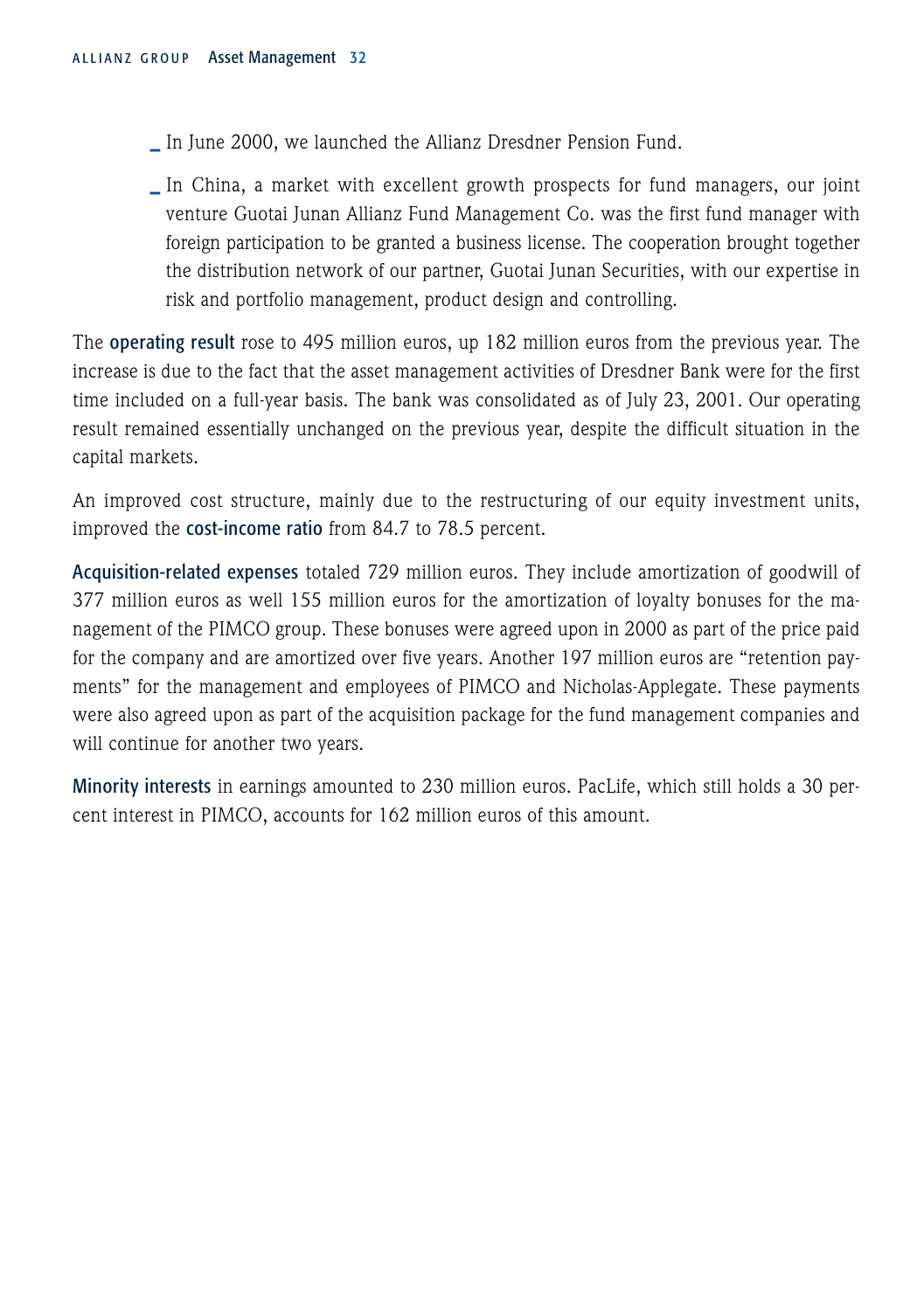- In June 2000, we launched the Allianz Dresdner Pension Fund.
- In China, a market with excellent growth prospects for fund managers, our joint venture Guotai Junan Allianz Fund Management Co. was the first fund manager with foreign participation to be granted a business license. The cooperation brought together the distribution network of our partner, Guotai Junan Securities, with our expertise in risk and portfolio management, product design and controlling.

The **operating result** rose to 495 million euros, up 182 million euros from the previous year. The increase is due to the fact that the asset management activities of Dresdner Bank were for the first time included on a full-year basis. The bank was consolidated as of July 23, 2001. Our operating result remained essentially unchanged on the previous year, despite the difficult situation in the capital markets.

An improved cost structure, mainly due to the restructuring of our equity investment units, improved the **cost-income ratio** from 84.7 to 78.5 percent.

**Acquisition-related expenses** totaled 729 million euros. They include amortization of goodwill of 377 million euros as well 155 million euros for the amortization of loyalty bonuses for the management of the PIMCO group. These bonuses were agreed upon in 2000 as part of the price paid for the company and are amortized over five years. Another 197 million euros are "retention payments" for the management and employees of PIMCO and Nicholas-Applegate. These payments were also agreed upon as part of the acquisition package for the fund management companies and will continue for another two years.

**Minority interests** in earnings amounted to 230 million euros. PacLife, which still holds a 30 percent interest in PIMCO, accounts for 162 million euros of this amount.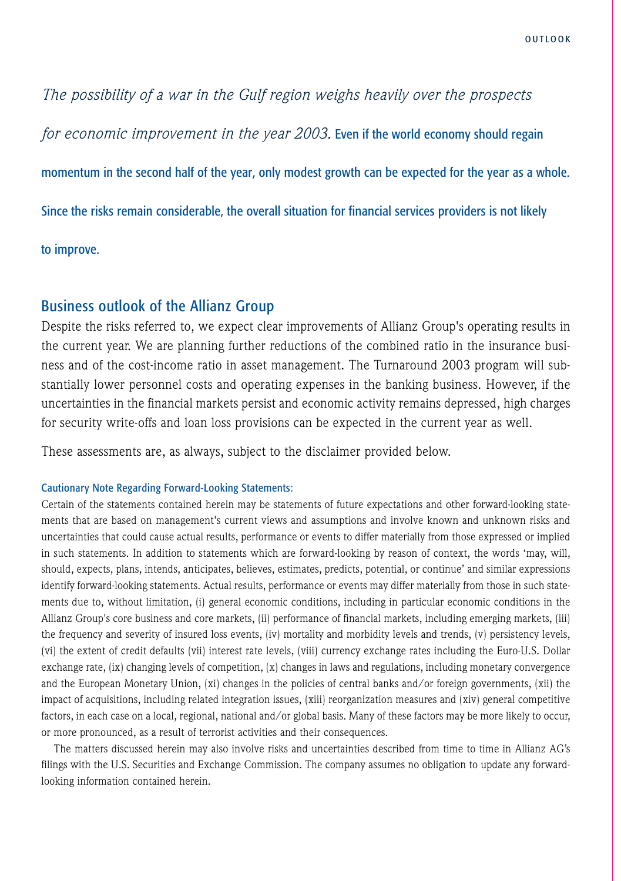*The possibility of a war in the Gulf region weighs heavily over the prospects for economic improvement in the year 2003.* **Even if the world economy should regain momentum in the second half of the year, only modest growth can be expected for the year as a whole. Since the risks remain considerable, the overall situation for financial services providers is not likely to improve.**

## Business outlook of the Allianz Group

Despite the risks referred to, we expect clear improvements of Allianz Group's operating results in the current year. We are planning further reductions of the combined ratio in the insurance business and of the cost-income ratio in asset management. The Turnaround 2003 program will substantially lower personnel costs and operating expenses in the banking business. However, if the uncertainties in the financial markets persist and economic activity remains depressed, high charges for security write-offs and loan loss provisions can be expected in the current year as well.

These assessments are, as always, subject to the disclaimer provided below.

#### Cautionary Note Regarding Forward-Looking Statements:

Certain of the statements contained herein may be statements of future expectations and other forward-looking statements that are based on management's current views and assumptions and involve known and unknown risks and uncertainties that could cause actual results, performance or events to differ materially from those expressed or implied in such statements. In addition to statements which are forward-looking by reason of context, the words 'may, will, should, expects, plans, intends, anticipates, believes, estimates, predicts, potential, or continue' and similar expressions identify forward-looking statements. Actual results, performance or events may differ materially from those in such statements due to, without limitation, (i) general economic conditions, including in particular economic conditions in the Allianz Group's core business and core markets, (ii) performance of financial markets, including emerging markets, (iii) the frequency and severity of insured loss events, (iv) mortality and morbidity levels and trends, (v) persistency levels, (vi) the extent of credit defaults (vii) interest rate levels, (viii) currency exchange rates including the Euro-U.S. Dollar exchange rate, (ix) changing levels of competition, (x) changes in laws and regulations, including monetary convergence and the European Monetary Union, (xi) changes in the policies of central banks and/or foreign governments, (xii) the impact of acquisitions, including related integration issues, (xiii) reorganization measures and (xiv) general competitive factors, in each case on a local, regional, national and/or global basis. Many of these factors may be more likely to occur, or more pronounced, as a result of terrorist activities and their consequences.

The matters discussed herein may also involve risks and uncertainties described from time to time in Allianz AG's filings with the U.S. Securities and Exchange Commission. The company assumes no obligation to update any forward-looking information contained herein.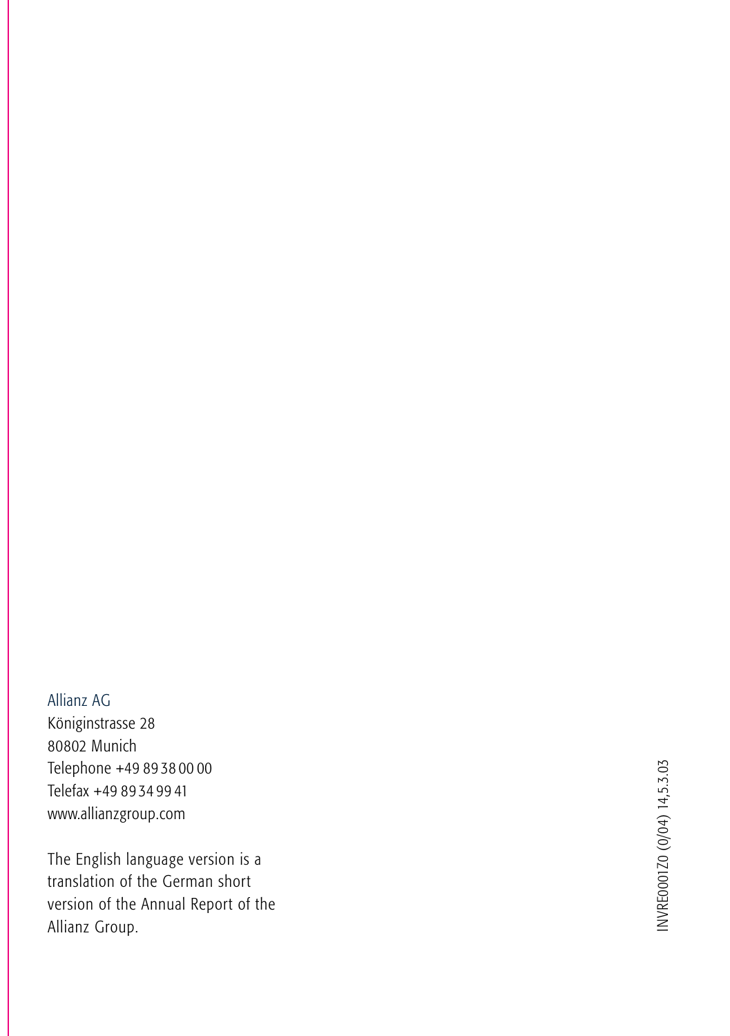Allianz AG
Königinstrasse 28
80802 Munich
Telephone +49 89 38 00 00
Telefax +49 89 34 99 41
www.allianzgroup.com

The English language version is a translation of the German short version of the Annual Report of the Allianz Group.

INVRE0001Z0 (0/04) 14,5.3.03